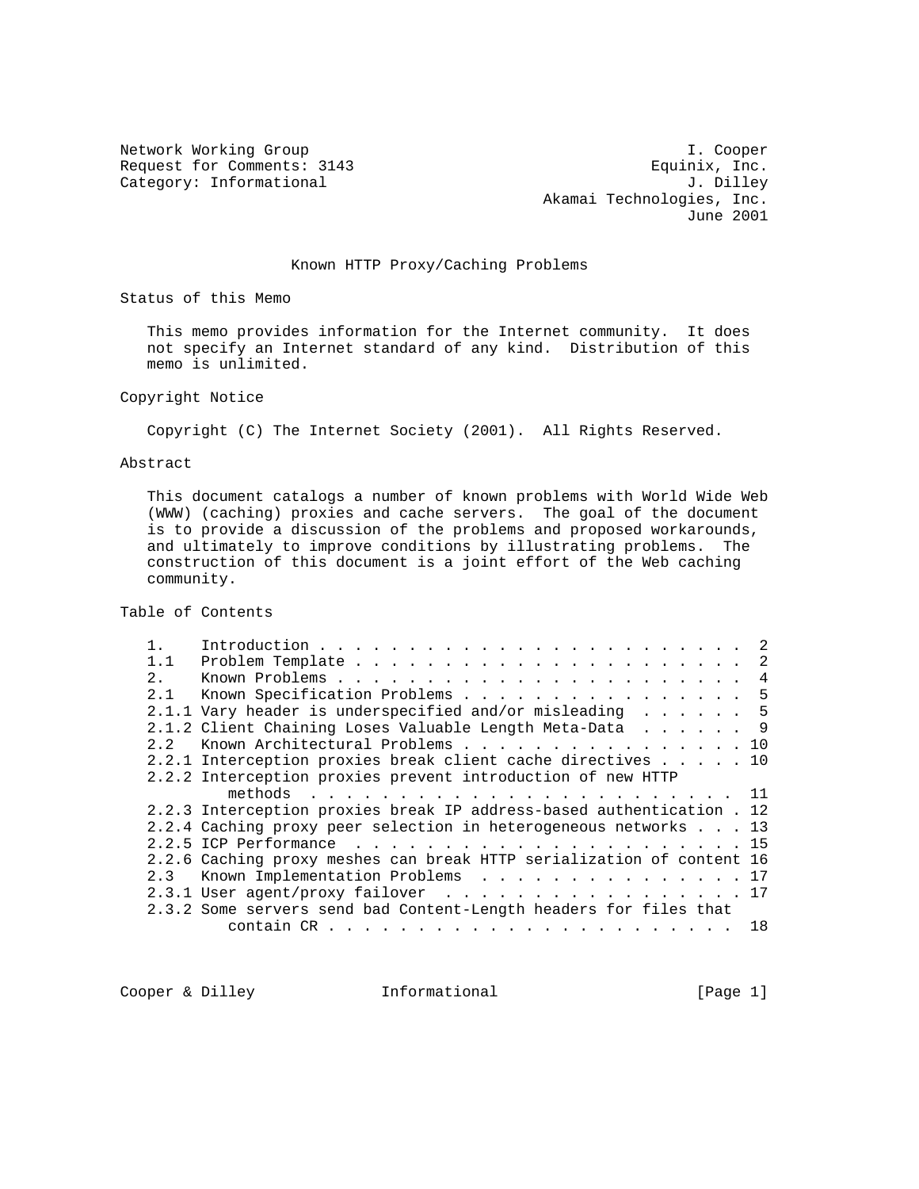Network Working Group                                          I. Cooper
Request for Comments: 3143                                Equinix, Inc.
Category: Informational                                        J. Dilley
                                                Akamai Technologies, Inc.
                                                                June 2001

# Known HTTP Proxy/Caching Problems

## Status of this Memo

This memo provides information for the Internet community. It does not specify an Internet standard of any kind. Distribution of this memo is unlimited.

## Copyright Notice

Copyright (C) The Internet Society (2001). All Rights Reserved.

## Abstract

This document catalogs a number of known problems with World Wide Web (WWW) (caching) proxies and cache servers. The goal of the document is to provide a discussion of the problems and proposed workarounds, and ultimately to improve conditions by illustrating problems. The construction of this document is a joint effort of the Web caching community.

## Table of Contents

```
1.    Introduction . . . . . . . . . . . . . . . . . . . . . . . .  2
1.1   Problem Template . . . . . . . . . . . . . . . . . . . . . .  2
2.    Known Problems . . . . . . . . . . . . . . . . . . . . . . .  4
2.1   Known Specification Problems . . . . . . . . . . . . . . . .  5
2.1.1 Vary header is underspecified and/or misleading  . . . . . .  5
2.1.2 Client Chaining Loses Valuable Length Meta-Data  . . . . . .  9
2.2   Known Architectural Problems . . . . . . . . . . . . . . . . 10
2.2.1 Interception proxies break client cache directives . . . . . 10
2.2.2 Interception proxies prevent introduction of new HTTP
         methods  . . . . . . . . . . . . . . . . . . . . . . . .  11
2.2.3 Interception proxies break IP address-based authentication . 12
2.2.4 Caching proxy peer selection in heterogeneous networks . . . 13
2.2.5 ICP Performance  . . . . . . . . . . . . . . . . . . . . . . 15
2.2.6 Caching proxy meshes can break HTTP serialization of content 16
2.3   Known Implementation Problems  . . . . . . . . . . . . . . . 17
2.3.1 User agent/proxy failover  . . . . . . . . . . . . . . . . . 17
2.3.2 Some servers send bad Content-Length headers for files that
         contain CR . . . . . . . . . . . . . . . . . . . . . . .  18
```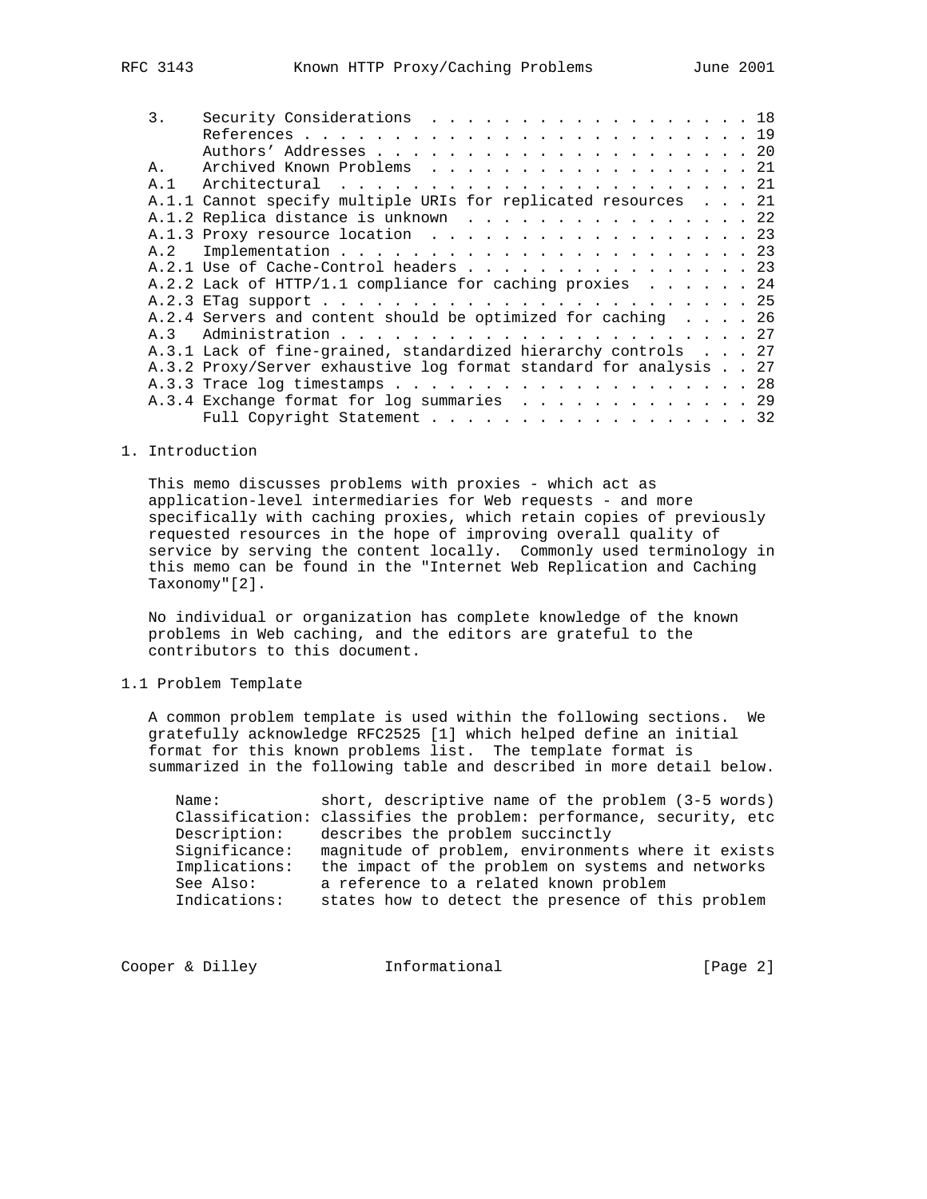```
   3.    Security Considerations  . . . . . . . . . . . . . . . . . . . 18
         References . . . . . . . . . . . . . . . . . . . . . . . . . . 19
         Authors' Addresses . . . . . . . . . . . . . . . . . . . . . . 20
   A.    Archived Known Problems  . . . . . . . . . . . . . . . . . . . 21
   A.1   Architectural  . . . . . . . . . . . . . . . . . . . . . . . . 21
   A.1.1 Cannot specify multiple URIs for replicated resources  . . . 21
   A.1.2 Replica distance is unknown  . . . . . . . . . . . . . . . . 22
   A.1.3 Proxy resource location  . . . . . . . . . . . . . . . . . . 23
   A.2   Implementation . . . . . . . . . . . . . . . . . . . . . . . . 23
   A.2.1 Use of Cache-Control headers . . . . . . . . . . . . . . . . 23
   A.2.2 Lack of HTTP/1.1 compliance for caching proxies  . . . . . . 24
   A.2.3 ETag support . . . . . . . . . . . . . . . . . . . . . . . . 25
   A.2.4 Servers and content should be optimized for caching  . . . . 26
   A.3   Administration . . . . . . . . . . . . . . . . . . . . . . . . 27
   A.3.1 Lack of fine-grained, standardized hierarchy controls  . . . 27
   A.3.2 Proxy/Server exhaustive log format standard for analysis . . 27
   A.3.3 Trace log timestamps . . . . . . . . . . . . . . . . . . . . 28
   A.3.4 Exchange format for log summaries  . . . . . . . . . . . . . 29
         Full Copyright Statement . . . . . . . . . . . . . . . . . . . 32
```

# 1. Introduction

This memo discusses problems with proxies - which act as application-level intermediaries for Web requests - and more specifically with caching proxies, which retain copies of previously requested resources in the hope of improving overall quality of service by serving the content locally. Commonly used terminology in this memo can be found in the "Internet Web Replication and Caching Taxonomy"[2].

No individual or organization has complete knowledge of the known problems in Web caching, and the editors are grateful to the contributors to this document.

## 1.1 Problem Template

A common problem template is used within the following sections. We gratefully acknowledge RFC2525 [1] which helped define an initial format for this known problems list. The template format is summarized in the following table and described in more detail below.

```
      Name:           short, descriptive name of the problem (3-5 words)
      Classification: classifies the problem: performance, security, etc
      Description:    describes the problem succinctly
      Significance:   magnitude of problem, environments where it exists
      Implications:   the impact of the problem on systems and networks
      See Also:       a reference to a related known problem
      Indications:    states how to detect the presence of this problem
```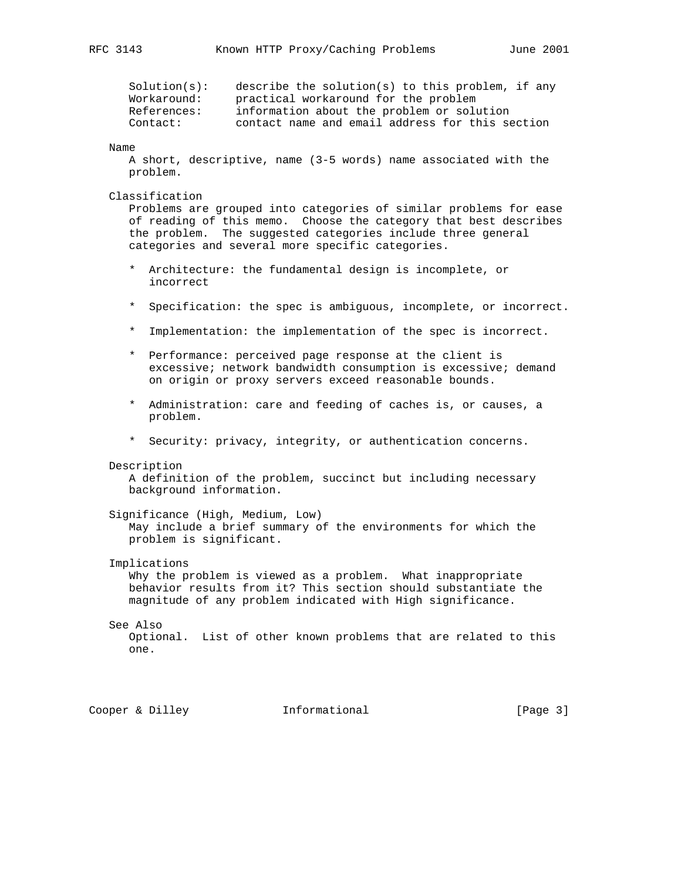Solution(s): describe the solution(s) to this problem, if any
Workaround: practical workaround for the problem
References: information about the problem or solution
Contact: contact name and email address for this section

Name

A short, descriptive, name (3-5 words) name associated with the problem.

Classification

Problems are grouped into categories of similar problems for ease of reading of this memo. Choose the category that best describes the problem. The suggested categories include three general categories and several more specific categories.

* Architecture: the fundamental design is incomplete, or incorrect

* Specification: the spec is ambiguous, incomplete, or incorrect.

* Implementation: the implementation of the spec is incorrect.

* Performance: perceived page response at the client is excessive; network bandwidth consumption is excessive; demand on origin or proxy servers exceed reasonable bounds.

* Administration: care and feeding of caches is, or causes, a problem.

* Security: privacy, integrity, or authentication concerns.

Description

A definition of the problem, succinct but including necessary background information.

Significance (High, Medium, Low)

May include a brief summary of the environments for which the problem is significant.

Implications

Why the problem is viewed as a problem. What inappropriate behavior results from it? This section should substantiate the magnitude of any problem indicated with High significance.

See Also

Optional. List of other known problems that are related to this one.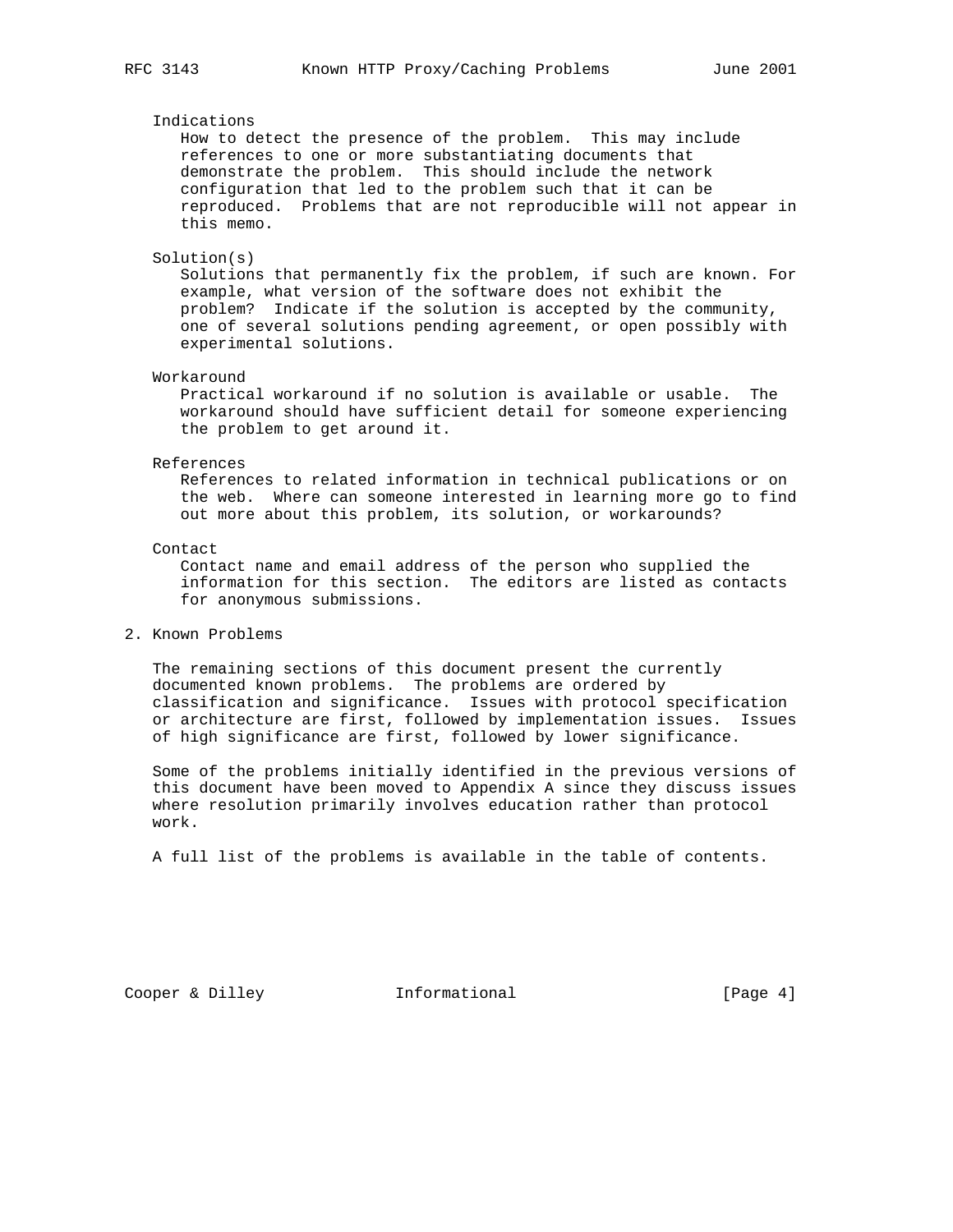Indications
How to detect the presence of the problem. This may include references to one or more substantiating documents that demonstrate the problem. This should include the network configuration that led to the problem such that it can be reproduced. Problems that are not reproducible will not appear in this memo.

Solution(s)
Solutions that permanently fix the problem, if such are known. For example, what version of the software does not exhibit the problem? Indicate if the solution is accepted by the community, one of several solutions pending agreement, or open possibly with experimental solutions.

Workaround
Practical workaround if no solution is available or usable. The workaround should have sufficient detail for someone experiencing the problem to get around it.

References
References to related information in technical publications or on the web. Where can someone interested in learning more go to find out more about this problem, its solution, or workarounds?

Contact
Contact name and email address of the person who supplied the information for this section. The editors are listed as contacts for anonymous submissions.

## 2. Known Problems

The remaining sections of this document present the currently documented known problems. The problems are ordered by classification and significance. Issues with protocol specification or architecture are first, followed by implementation issues. Issues of high significance are first, followed by lower significance.

Some of the problems initially identified in the previous versions of this document have been moved to Appendix A since they discuss issues where resolution primarily involves education rather than protocol work.

A full list of the problems is available in the table of contents.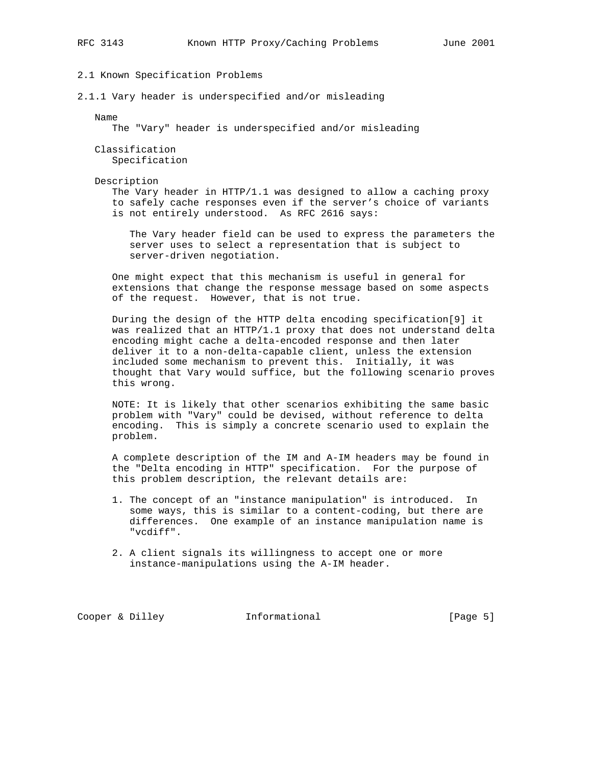### 2.1 Known Specification Problems

#### 2.1.1 Vary header is underspecified and/or misleading

Name

The "Vary" header is underspecified and/or misleading

Classification

Specification

Description

The Vary header in HTTP/1.1 was designed to allow a caching proxy to safely cache responses even if the server's choice of variants is not entirely understood. As RFC 2616 says:

> The Vary header field can be used to express the parameters the server uses to select a representation that is subject to server-driven negotiation.

One might expect that this mechanism is useful in general for extensions that change the response message based on some aspects of the request. However, that is not true.

During the design of the HTTP delta encoding specification[9] it was realized that an HTTP/1.1 proxy that does not understand delta encoding might cache a delta-encoded response and then later deliver it to a non-delta-capable client, unless the extension included some mechanism to prevent this. Initially, it was thought that Vary would suffice, but the following scenario proves this wrong.

NOTE: It is likely that other scenarios exhibiting the same basic problem with "Vary" could be devised, without reference to delta encoding. This is simply a concrete scenario used to explain the problem.

A complete description of the IM and A-IM headers may be found in the "Delta encoding in HTTP" specification. For the purpose of this problem description, the relevant details are:

1. The concept of an "instance manipulation" is introduced. In some ways, this is similar to a content-coding, but there are differences. One example of an instance manipulation name is "vcdiff".

2. A client signals its willingness to accept one or more instance-manipulations using the A-IM header.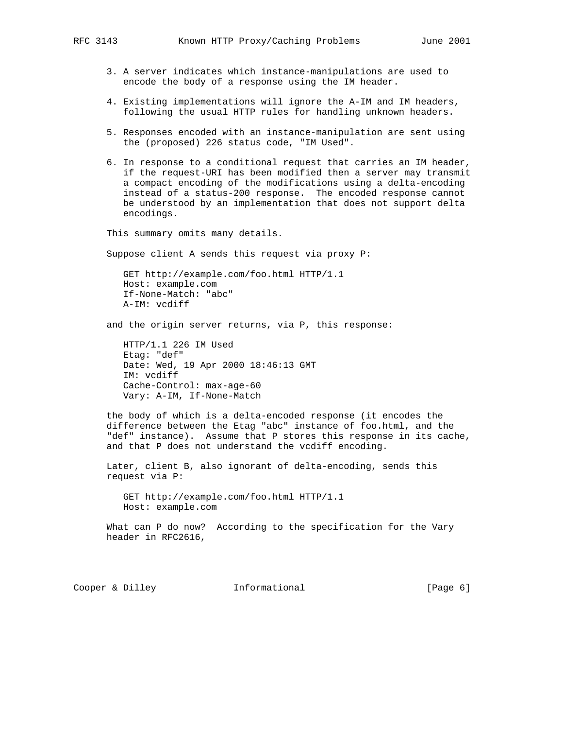3. A server indicates which instance-manipulations are used to encode the body of a response using the IM header.

4. Existing implementations will ignore the A-IM and IM headers, following the usual HTTP rules for handling unknown headers.

5. Responses encoded with an instance-manipulation are sent using the (proposed) 226 status code, "IM Used".

6. In response to a conditional request that carries an IM header, if the request-URI has been modified then a server may transmit a compact encoding of the modifications using a delta-encoding instead of a status-200 response. The encoded response cannot be understood by an implementation that does not support delta encodings.

This summary omits many details.

Suppose client A sends this request via proxy P:

```
GET http://example.com/foo.html HTTP/1.1
Host: example.com
If-None-Match: "abc"
A-IM: vcdiff
```

and the origin server returns, via P, this response:

```
HTTP/1.1 226 IM Used
Etag: "def"
Date: Wed, 19 Apr 2000 18:46:13 GMT
IM: vcdiff
Cache-Control: max-age-60
Vary: A-IM, If-None-Match
```

the body of which is a delta-encoded response (it encodes the difference between the Etag "abc" instance of foo.html, and the "def" instance). Assume that P stores this response in its cache, and that P does not understand the vcdiff encoding.

Later, client B, also ignorant of delta-encoding, sends this request via P:

```
GET http://example.com/foo.html HTTP/1.1
Host: example.com
```

What can P do now? According to the specification for the Vary header in RFC2616,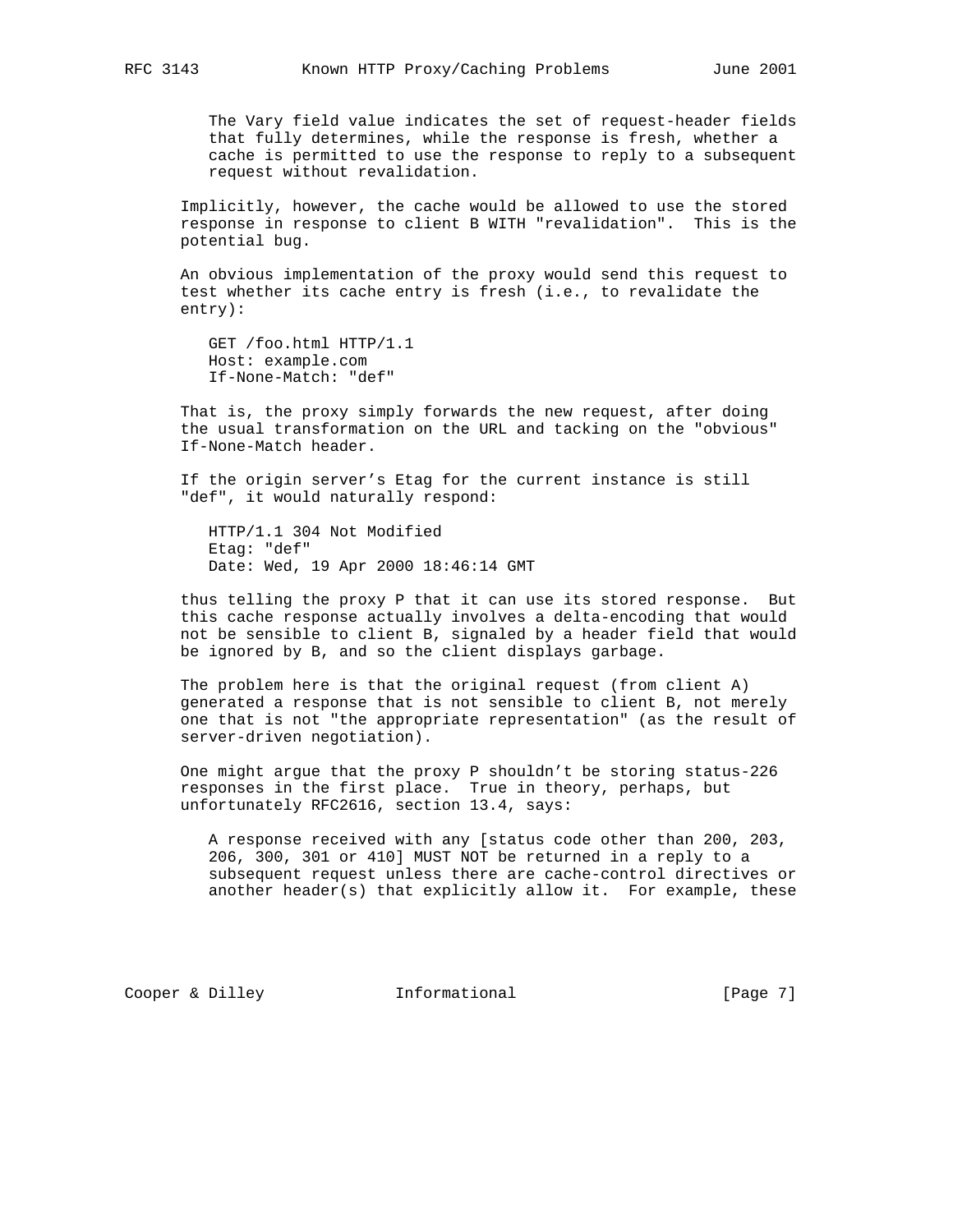> The Vary field value indicates the set of request-header fields that fully determines, while the response is fresh, whether a cache is permitted to use the response to reply to a subsequent request without revalidation.

Implicitly, however, the cache would be allowed to use the stored response in response to client B WITH "revalidation". This is the potential bug.

An obvious implementation of the proxy would send this request to test whether its cache entry is fresh (i.e., to revalidate the entry):

```
GET /foo.html HTTP/1.1
Host: example.com
If-None-Match: "def"
```

That is, the proxy simply forwards the new request, after doing the usual transformation on the URL and tacking on the "obvious" If-None-Match header.

If the origin server's Etag for the current instance is still "def", it would naturally respond:

```
HTTP/1.1 304 Not Modified
Etag: "def"
Date: Wed, 19 Apr 2000 18:46:14 GMT
```

thus telling the proxy P that it can use its stored response. But this cache response actually involves a delta-encoding that would not be sensible to client B, signaled by a header field that would be ignored by B, and so the client displays garbage.

The problem here is that the original request (from client A) generated a response that is not sensible to client B, not merely one that is not "the appropriate representation" (as the result of server-driven negotiation).

One might argue that the proxy P shouldn't be storing status-226 responses in the first place. True in theory, perhaps, but unfortunately RFC2616, section 13.4, says:

> A response received with any [status code other than 200, 203, 206, 300, 301 or 410] MUST NOT be returned in a reply to a subsequent request unless there are cache-control directives or another header(s) that explicitly allow it. For example, these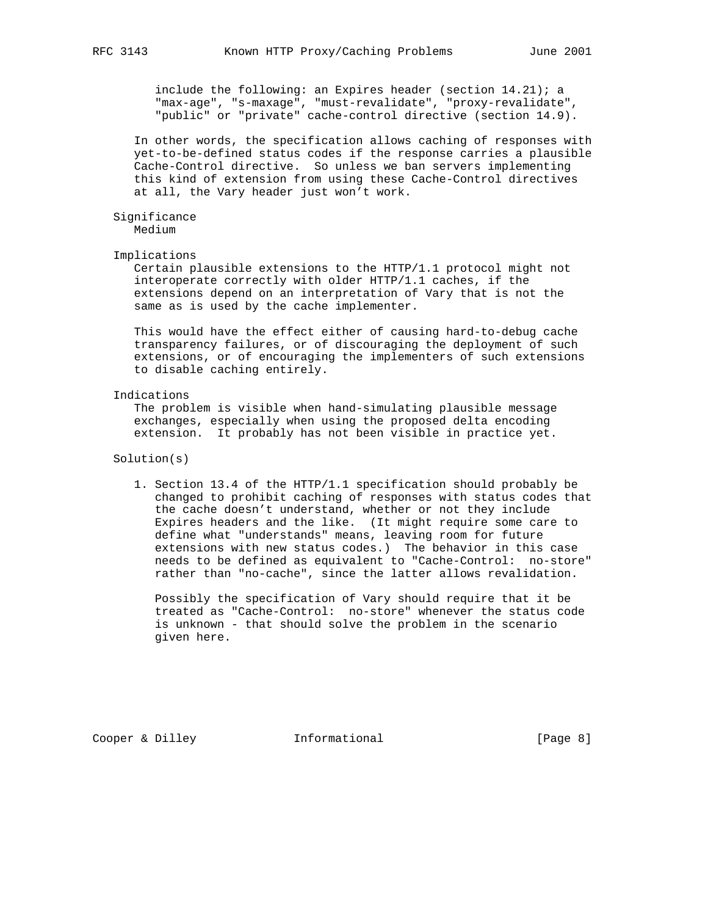include the following: an Expires header (section 14.21); a "max-age", "s-maxage", "must-revalidate", "proxy-revalidate", "public" or "private" cache-control directive (section 14.9).

In other words, the specification allows caching of responses with yet-to-be-defined status codes if the response carries a plausible Cache-Control directive. So unless we ban servers implementing this kind of extension from using these Cache-Control directives at all, the Vary header just won't work.

Significance
Medium

Implications
Certain plausible extensions to the HTTP/1.1 protocol might not interoperate correctly with older HTTP/1.1 caches, if the extensions depend on an interpretation of Vary that is not the same as is used by the cache implementer.

This would have the effect either of causing hard-to-debug cache transparency failures, or of discouraging the deployment of such extensions, or of encouraging the implementers of such extensions to disable caching entirely.

Indications
The problem is visible when hand-simulating plausible message exchanges, especially when using the proposed delta encoding extension. It probably has not been visible in practice yet.

Solution(s)

1. Section 13.4 of the HTTP/1.1 specification should probably be changed to prohibit caching of responses with status codes that the cache doesn't understand, whether or not they include Expires headers and the like. (It might require some care to define what "understands" means, leaving room for future extensions with new status codes.) The behavior in this case needs to be defined as equivalent to "Cache-Control: no-store" rather than "no-cache", since the latter allows revalidation.

   Possibly the specification of Vary should require that it be treated as "Cache-Control: no-store" whenever the status code is unknown - that should solve the problem in the scenario given here.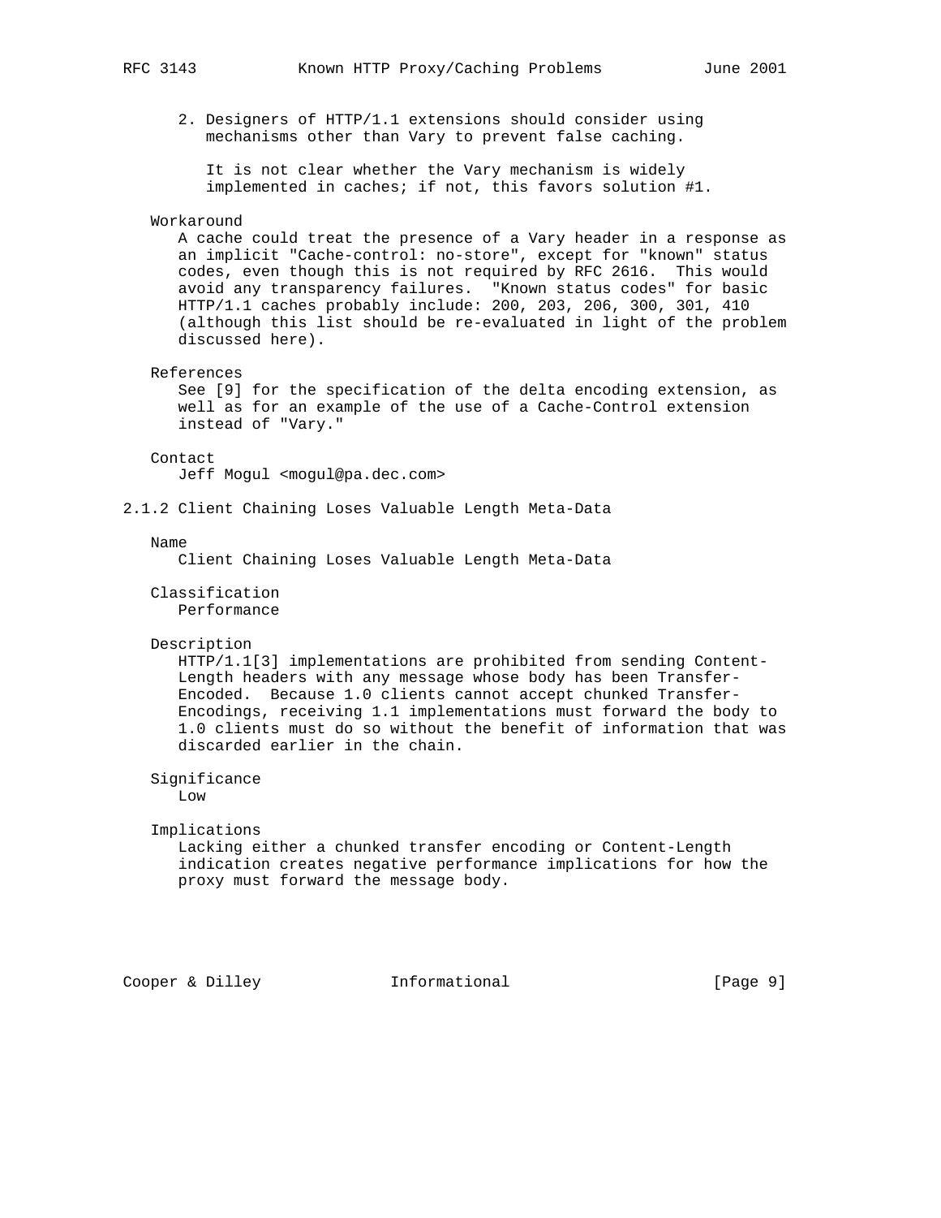2. Designers of HTTP/1.1 extensions should consider using mechanisms other than Vary to prevent false caching.

   It is not clear whether the Vary mechanism is widely implemented in caches; if not, this favors solution #1.

**Workaround**

A cache could treat the presence of a Vary header in a response as an implicit "Cache-control: no-store", except for "known" status codes, even though this is not required by RFC 2616. This would avoid any transparency failures. "Known status codes" for basic HTTP/1.1 caches probably include: 200, 203, 206, 300, 301, 410 (although this list should be re-evaluated in light of the problem discussed here).

**References**

See [9] for the specification of the delta encoding extension, as well as for an example of the use of a Cache-Control extension instead of "Vary."

**Contact**

Jeff Mogul <mogul@pa.dec.com>

### 2.1.2 Client Chaining Loses Valuable Length Meta-Data

**Name**

Client Chaining Loses Valuable Length Meta-Data

**Classification**

Performance

**Description**

HTTP/1.1[3] implementations are prohibited from sending Content-Length headers with any message whose body has been Transfer-Encoded. Because 1.0 clients cannot accept chunked Transfer-Encodings, receiving 1.1 implementations must forward the body to 1.0 clients must do so without the benefit of information that was discarded earlier in the chain.

**Significance**

Low

**Implications**

Lacking either a chunked transfer encoding or Content-Length indication creates negative performance implications for how the proxy must forward the message body.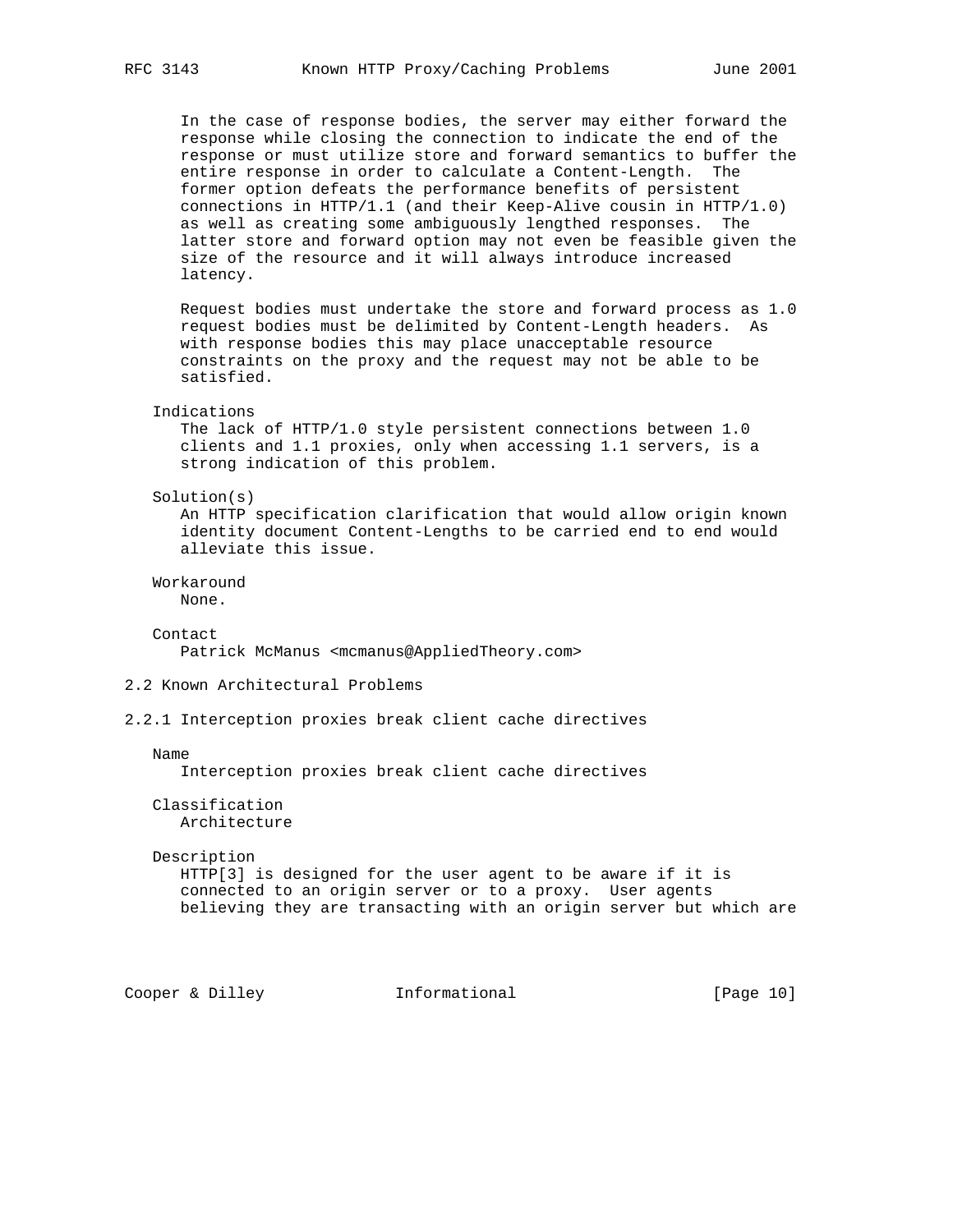In the case of response bodies, the server may either forward the response while closing the connection to indicate the end of the response or must utilize store and forward semantics to buffer the entire response in order to calculate a Content-Length. The former option defeats the performance benefits of persistent connections in HTTP/1.1 (and their Keep-Alive cousin in HTTP/1.0) as well as creating some ambiguously lengthed responses. The latter store and forward option may not even be feasible given the size of the resource and it will always introduce increased latency.

Request bodies must undertake the store and forward process as 1.0 request bodies must be delimited by Content-Length headers. As with response bodies this may place unacceptable resource constraints on the proxy and the request may not be able to be satisfied.

Indications

The lack of HTTP/1.0 style persistent connections between 1.0 clients and 1.1 proxies, only when accessing 1.1 servers, is a strong indication of this problem.

Solution(s)

An HTTP specification clarification that would allow origin known identity document Content-Lengths to be carried end to end would alleviate this issue.

Workaround

None.

Contact

Patrick McManus <mcmanus@AppliedTheory.com>

## 2.2 Known Architectural Problems

### 2.2.1 Interception proxies break client cache directives

Name

Interception proxies break client cache directives

Classification

Architecture

Description

HTTP[3] is designed for the user agent to be aware if it is connected to an origin server or to a proxy. User agents believing they are transacting with an origin server but which are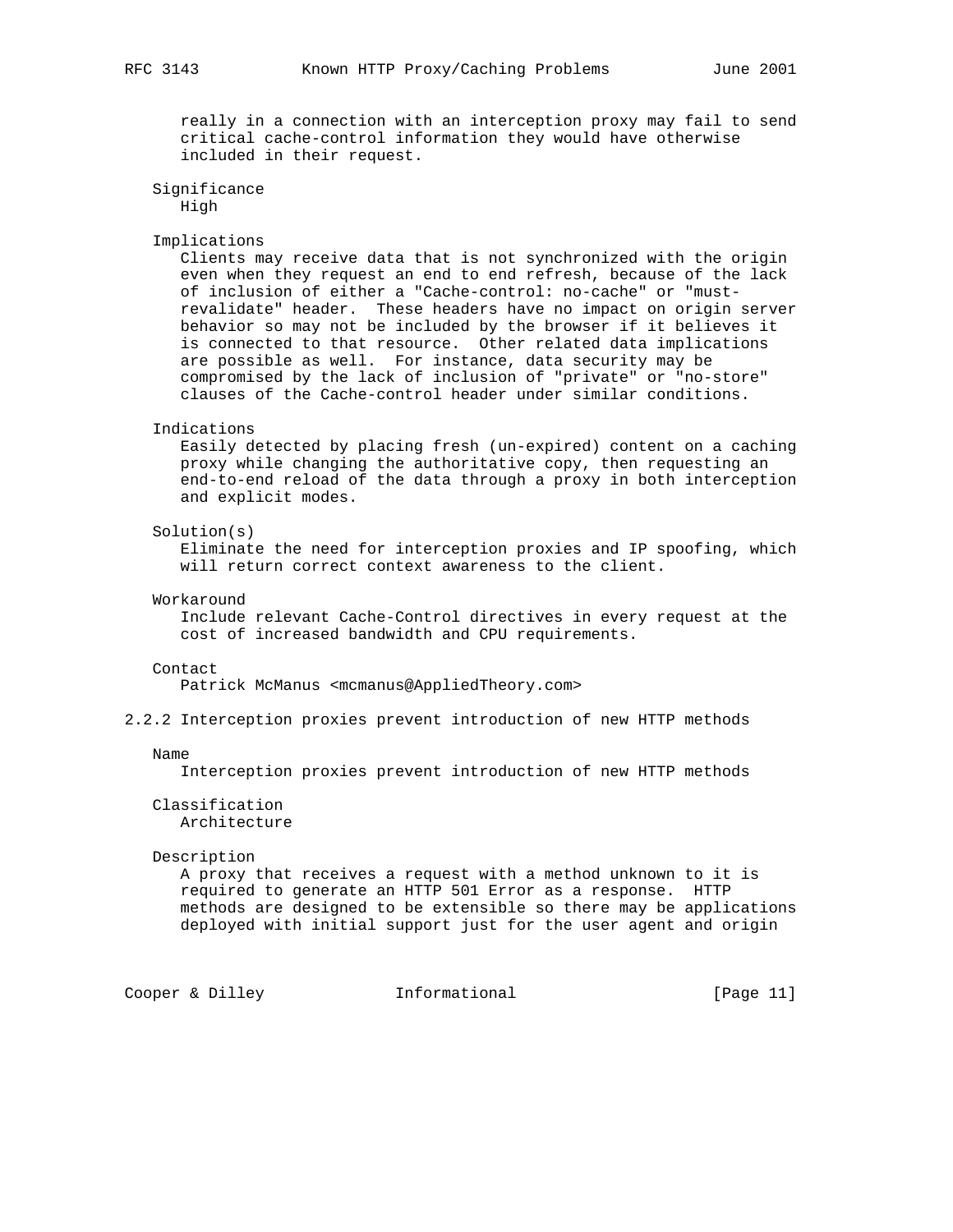really in a connection with an interception proxy may fail to send critical cache-control information they would have otherwise included in their request.

Significance
High

Implications
Clients may receive data that is not synchronized with the origin even when they request an end to end refresh, because of the lack of inclusion of either a "Cache-control: no-cache" or "must-revalidate" header. These headers have no impact on origin server behavior so may not be included by the browser if it believes it is connected to that resource. Other related data implications are possible as well. For instance, data security may be compromised by the lack of inclusion of "private" or "no-store" clauses of the Cache-control header under similar conditions.

Indications
Easily detected by placing fresh (un-expired) content on a caching proxy while changing the authoritative copy, then requesting an end-to-end reload of the data through a proxy in both interception and explicit modes.

Solution(s)
Eliminate the need for interception proxies and IP spoofing, which will return correct context awareness to the client.

Workaround
Include relevant Cache-Control directives in every request at the cost of increased bandwidth and CPU requirements.

Contact
Patrick McManus <mcmanus@AppliedTheory.com>

### 2.2.2 Interception proxies prevent introduction of new HTTP methods

Name
Interception proxies prevent introduction of new HTTP methods

Classification
Architecture

Description
A proxy that receives a request with a method unknown to it is required to generate an HTTP 501 Error as a response. HTTP methods are designed to be extensible so there may be applications deployed with initial support just for the user agent and origin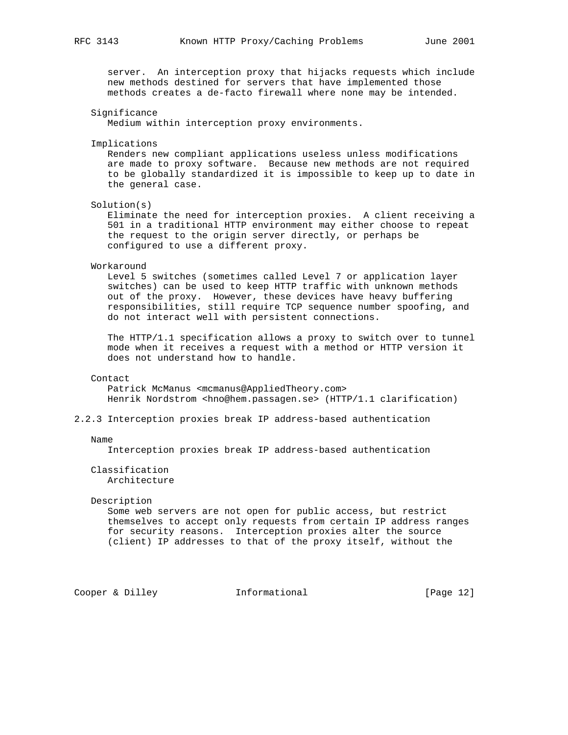server. An interception proxy that hijacks requests which include new methods destined for servers that have implemented those methods creates a de-facto firewall where none may be intended.

Significance

Medium within interception proxy environments.

Implications

Renders new compliant applications useless unless modifications are made to proxy software. Because new methods are not required to be globally standardized it is impossible to keep up to date in the general case.

Solution(s)

Eliminate the need for interception proxies. A client receiving a 501 in a traditional HTTP environment may either choose to repeat the request to the origin server directly, or perhaps be configured to use a different proxy.

Workaround

Level 5 switches (sometimes called Level 7 or application layer switches) can be used to keep HTTP traffic with unknown methods out of the proxy. However, these devices have heavy buffering responsibilities, still require TCP sequence number spoofing, and do not interact well with persistent connections.

The HTTP/1.1 specification allows a proxy to switch over to tunnel mode when it receives a request with a method or HTTP version it does not understand how to handle.

Contact

Patrick McManus <mcmanus@AppliedTheory.com>
Henrik Nordstrom <hno@hem.passagen.se> (HTTP/1.1 clarification)

### 2.2.3 Interception proxies break IP address-based authentication

Name

Interception proxies break IP address-based authentication

Classification

Architecture

Description

Some web servers are not open for public access, but restrict themselves to accept only requests from certain IP address ranges for security reasons. Interception proxies alter the source (client) IP addresses to that of the proxy itself, without the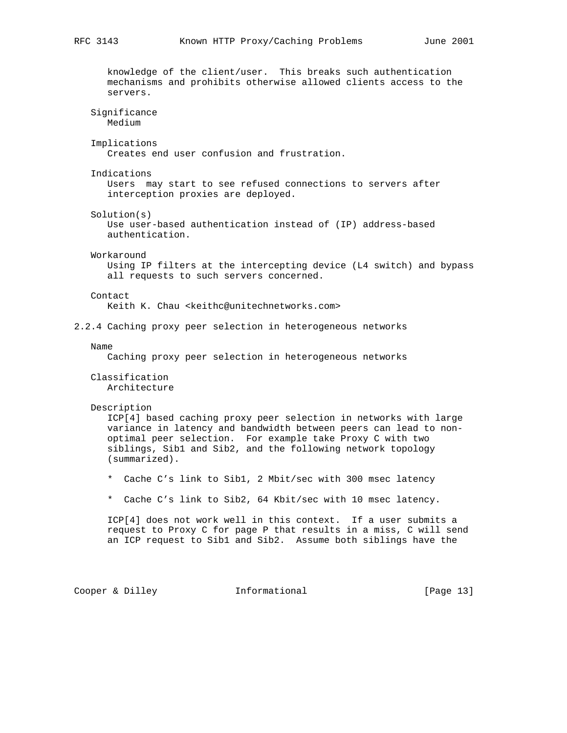knowledge of the client/user. This breaks such authentication mechanisms and prohibits otherwise allowed clients access to the servers.

Significance
Medium

Implications
Creates end user confusion and frustration.

Indications
Users may start to see refused connections to servers after interception proxies are deployed.

Solution(s)
Use user-based authentication instead of (IP) address-based authentication.

Workaround
Using IP filters at the intercepting device (L4 switch) and bypass all requests to such servers concerned.

Contact
Keith K. Chau <keithc@unitechnetworks.com>

### 2.2.4 Caching proxy peer selection in heterogeneous networks

Name
Caching proxy peer selection in heterogeneous networks

Classification
Architecture

Description
ICP[4] based caching proxy peer selection in networks with large variance in latency and bandwidth between peers can lead to non-optimal peer selection. For example take Proxy C with two siblings, Sib1 and Sib2, and the following network topology (summarized).

* Cache C's link to Sib1, 2 Mbit/sec with 300 msec latency

* Cache C's link to Sib2, 64 Kbit/sec with 10 msec latency.

ICP[4] does not work well in this context. If a user submits a request to Proxy C for page P that results in a miss, C will send an ICP request to Sib1 and Sib2. Assume both siblings have the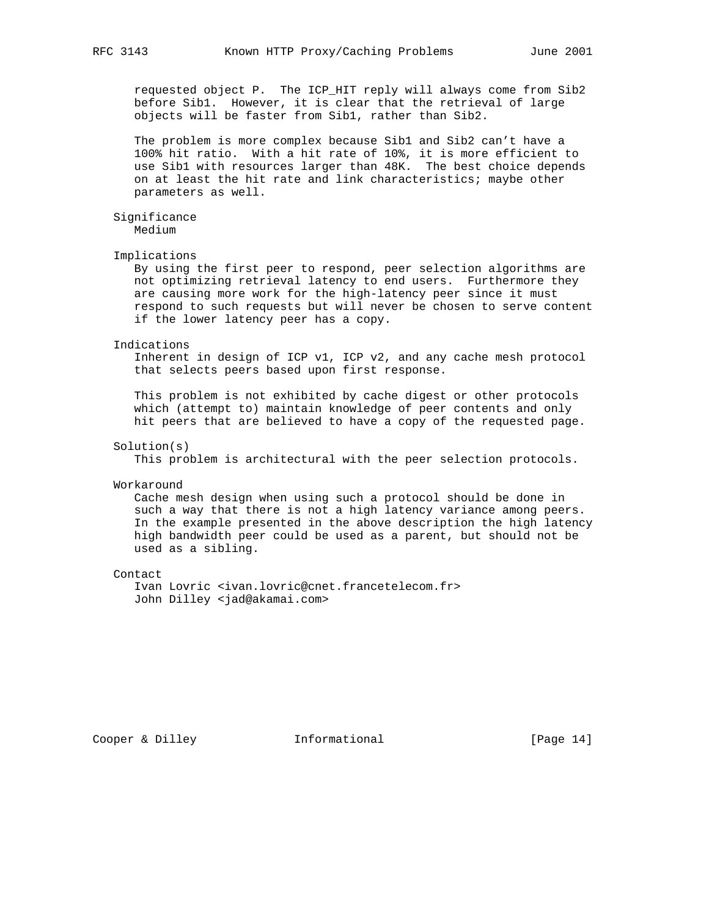requested object P. The ICP_HIT reply will always come from Sib2 before Sib1. However, it is clear that the retrieval of large objects will be faster from Sib1, rather than Sib2.

The problem is more complex because Sib1 and Sib2 can't have a 100% hit ratio. With a hit rate of 10%, it is more efficient to use Sib1 with resources larger than 48K. The best choice depends on at least the hit rate and link characteristics; maybe other parameters as well.

**Significance**

Medium

**Implications**

By using the first peer to respond, peer selection algorithms are not optimizing retrieval latency to end users. Furthermore they are causing more work for the high-latency peer since it must respond to such requests but will never be chosen to serve content if the lower latency peer has a copy.

**Indications**

Inherent in design of ICP v1, ICP v2, and any cache mesh protocol that selects peers based upon first response.

This problem is not exhibited by cache digest or other protocols which (attempt to) maintain knowledge of peer contents and only hit peers that are believed to have a copy of the requested page.

**Solution(s)**

This problem is architectural with the peer selection protocols.

**Workaround**

Cache mesh design when using such a protocol should be done in such a way that there is not a high latency variance among peers. In the example presented in the above description the high latency high bandwidth peer could be used as a parent, but should not be used as a sibling.

**Contact**

Ivan Lovric <ivan.lovric@cnet.francetelecom.fr>
John Dilley <jad@akamai.com>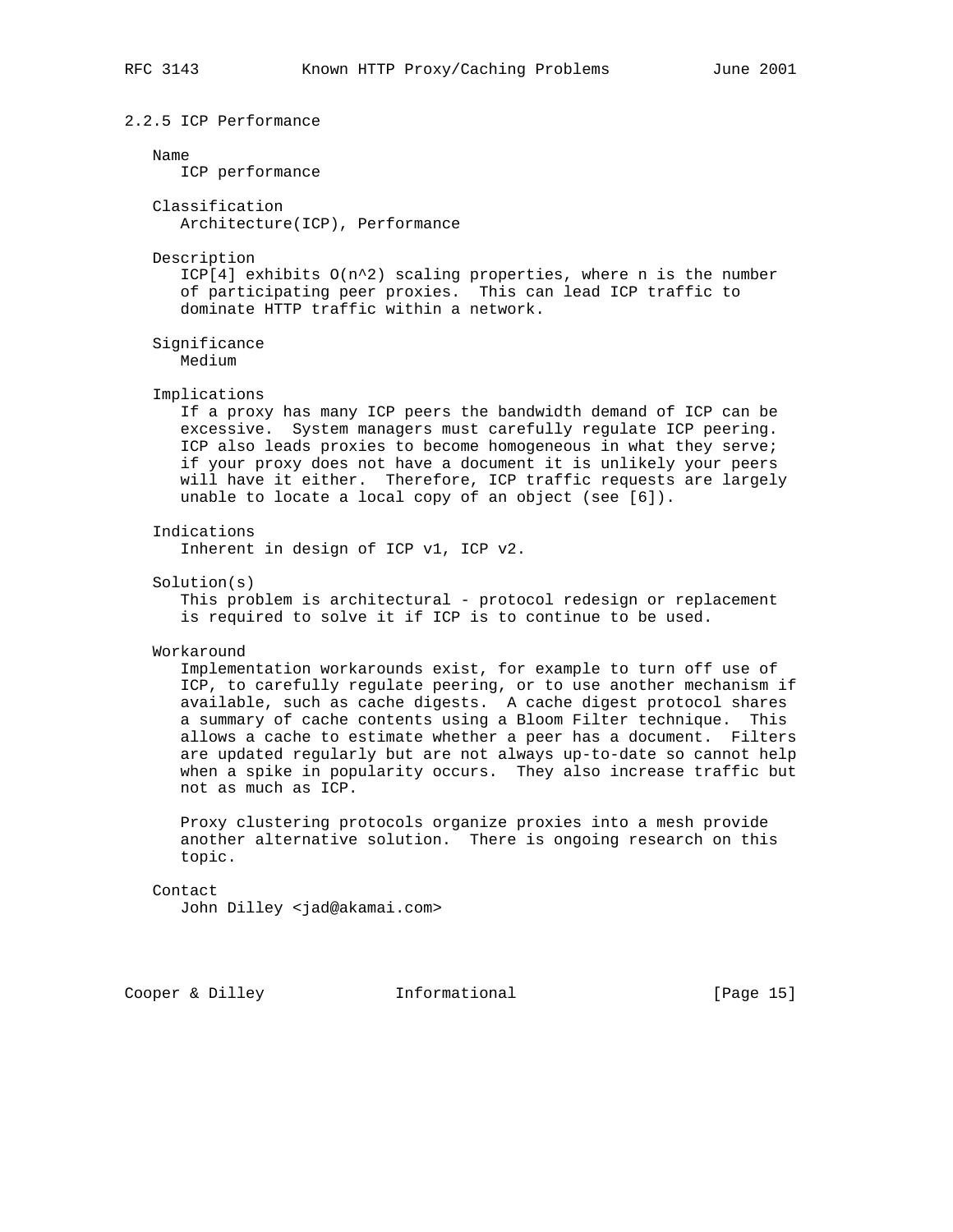### 2.2.5 ICP Performance

Name
  ICP performance

Classification
  Architecture(ICP), Performance

Description
  ICP[4] exhibits $O(n^2)$ scaling properties, where n is the number of participating peer proxies. This can lead ICP traffic to dominate HTTP traffic within a network.

Significance
  Medium

Implications
  If a proxy has many ICP peers the bandwidth demand of ICP can be excessive. System managers must carefully regulate ICP peering. ICP also leads proxies to become homogeneous in what they serve; if your proxy does not have a document it is unlikely your peers will have it either. Therefore, ICP traffic requests are largely unable to locate a local copy of an object (see [6]).

Indications
  Inherent in design of ICP v1, ICP v2.

Solution(s)
  This problem is architectural - protocol redesign or replacement is required to solve it if ICP is to continue to be used.

Workaround
  Implementation workarounds exist, for example to turn off use of ICP, to carefully regulate peering, or to use another mechanism if available, such as cache digests. A cache digest protocol shares a summary of cache contents using a Bloom Filter technique. This allows a cache to estimate whether a peer has a document. Filters are updated regularly but are not always up-to-date so cannot help when a spike in popularity occurs. They also increase traffic but not as much as ICP.

  Proxy clustering protocols organize proxies into a mesh provide another alternative solution. There is ongoing research on this topic.

Contact
  John Dilley <jad@akamai.com>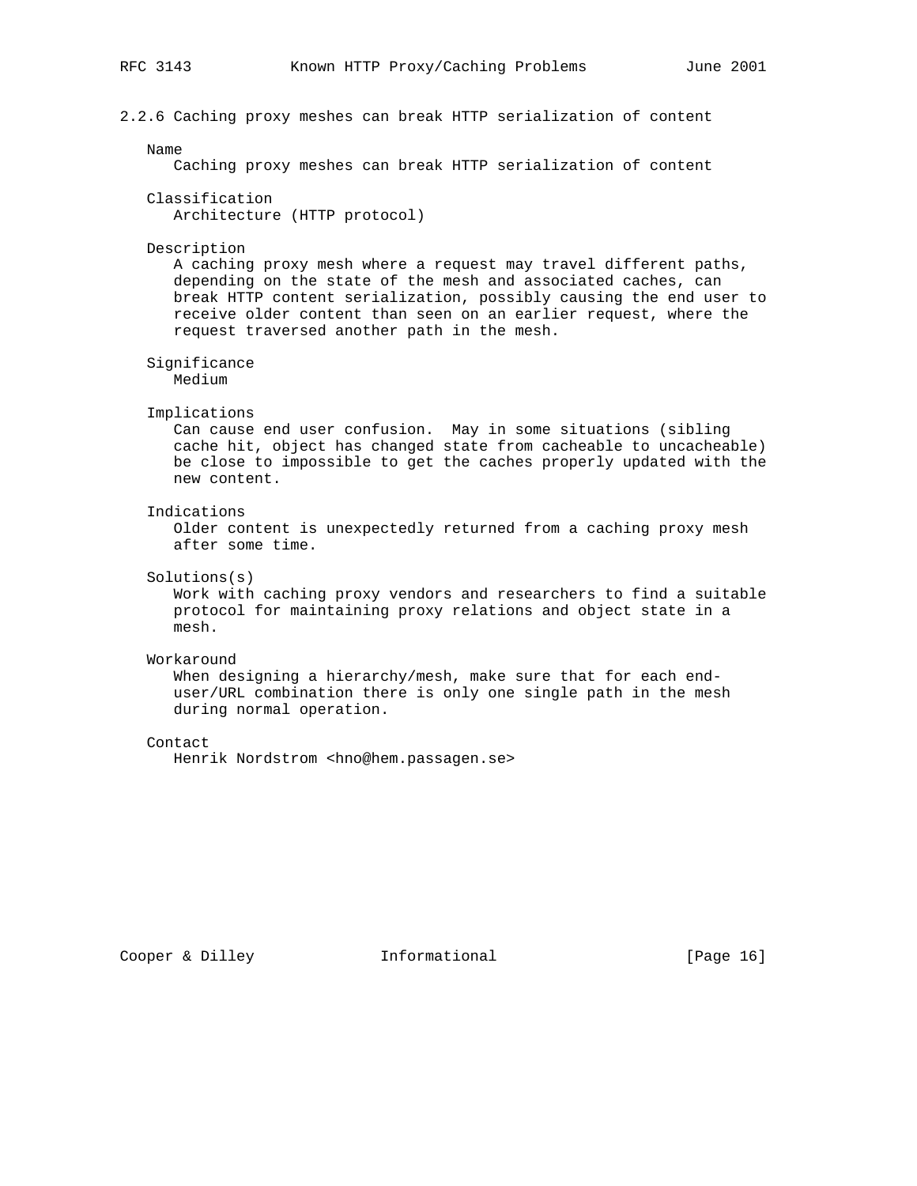### 2.2.6 Caching proxy meshes can break HTTP serialization of content

**Name**

Caching proxy meshes can break HTTP serialization of content

**Classification**

Architecture (HTTP protocol)

**Description**

A caching proxy mesh where a request may travel different paths, depending on the state of the mesh and associated caches, can break HTTP content serialization, possibly causing the end user to receive older content than seen on an earlier request, where the request traversed another path in the mesh.

**Significance**

Medium

**Implications**

Can cause end user confusion. May in some situations (sibling cache hit, object has changed state from cacheable to uncacheable) be close to impossible to get the caches properly updated with the new content.

**Indications**

Older content is unexpectedly returned from a caching proxy mesh after some time.

**Solutions(s)**

Work with caching proxy vendors and researchers to find a suitable protocol for maintaining proxy relations and object state in a mesh.

**Workaround**

When designing a hierarchy/mesh, make sure that for each end-user/URL combination there is only one single path in the mesh during normal operation.

**Contact**

Henrik Nordstrom <hno@hem.passagen.se>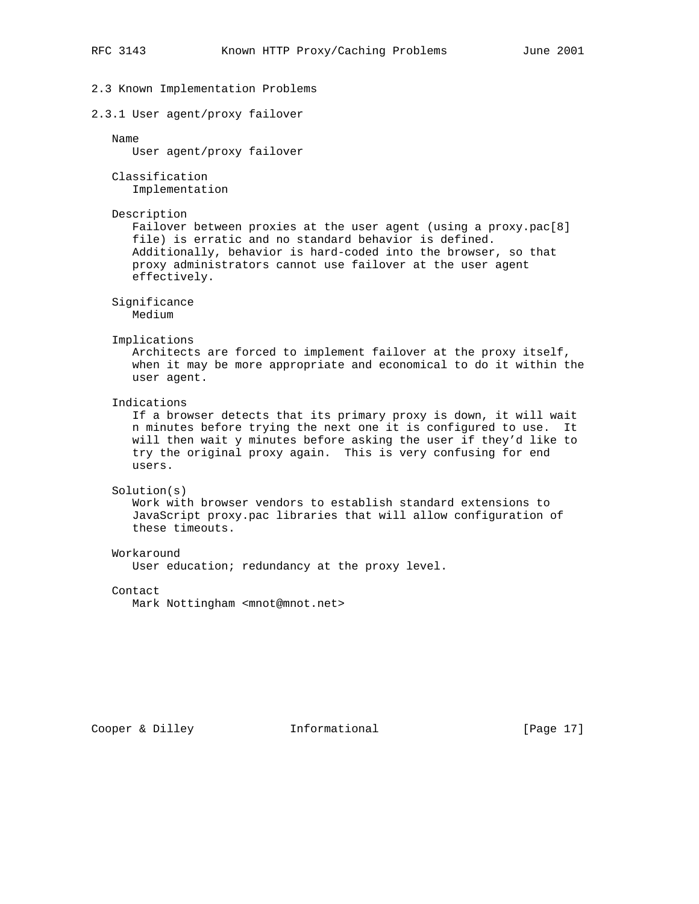## 2.3 Known Implementation Problems

### 2.3.1 User agent/proxy failover

Name
User agent/proxy failover

Classification
Implementation

Description
Failover between proxies at the user agent (using a proxy.pac[8] file) is erratic and no standard behavior is defined. Additionally, behavior is hard-coded into the browser, so that proxy administrators cannot use failover at the user agent effectively.

Significance
Medium

Implications
Architects are forced to implement failover at the proxy itself, when it may be more appropriate and economical to do it within the user agent.

Indications
If a browser detects that its primary proxy is down, it will wait n minutes before trying the next one it is configured to use. It will then wait y minutes before asking the user if they'd like to try the original proxy again. This is very confusing for end users.

Solution(s)
Work with browser vendors to establish standard extensions to JavaScript proxy.pac libraries that will allow configuration of these timeouts.

Workaround
User education; redundancy at the proxy level.

Contact
Mark Nottingham <mnot@mnot.net>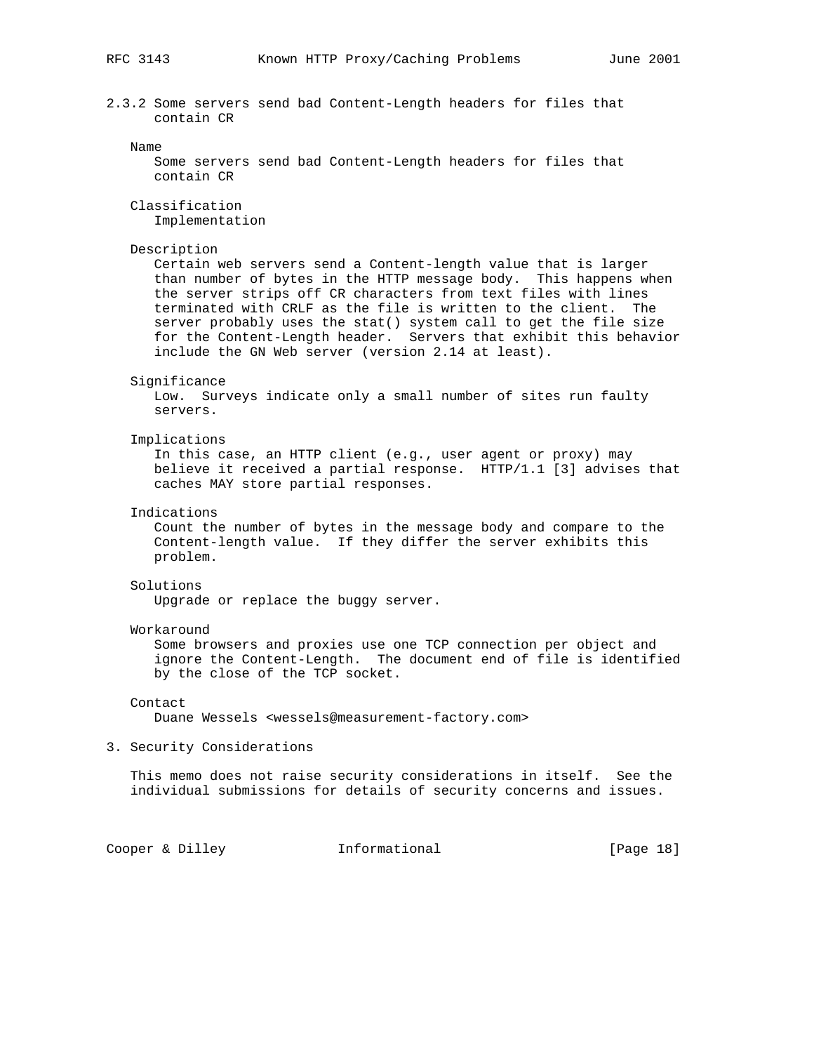### 2.3.2 Some servers send bad Content-Length headers for files that contain CR

Name

Some servers send bad Content-Length headers for files that contain CR

Classification

Implementation

Description

Certain web servers send a Content-length value that is larger than number of bytes in the HTTP message body. This happens when the server strips off CR characters from text files with lines terminated with CRLF as the file is written to the client. The server probably uses the stat() system call to get the file size for the Content-Length header. Servers that exhibit this behavior include the GN Web server (version 2.14 at least).

Significance

Low. Surveys indicate only a small number of sites run faulty servers.

Implications

In this case, an HTTP client (e.g., user agent or proxy) may believe it received a partial response. HTTP/1.1 [3] advises that caches MAY store partial responses.

Indications

Count the number of bytes in the message body and compare to the Content-length value. If they differ the server exhibits this problem.

Solutions

Upgrade or replace the buggy server.

Workaround

Some browsers and proxies use one TCP connection per object and ignore the Content-Length. The document end of file is identified by the close of the TCP socket.

Contact

Duane Wessels <wessels@measurement-factory.com>

## 3. Security Considerations

This memo does not raise security considerations in itself. See the individual submissions for details of security concerns and issues.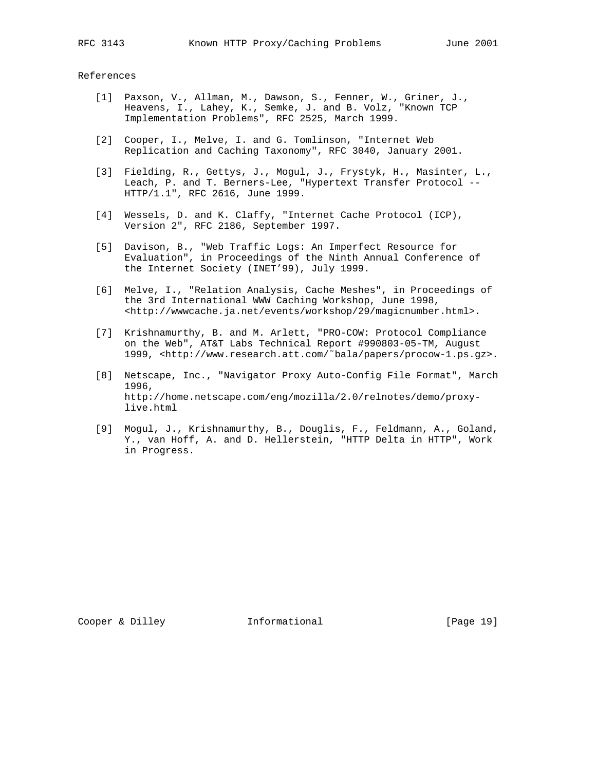## References

[1] Paxson, V., Allman, M., Dawson, S., Fenner, W., Griner, J., Heavens, I., Lahey, K., Semke, J. and B. Volz, "Known TCP Implementation Problems", RFC 2525, March 1999.

[2] Cooper, I., Melve, I. and G. Tomlinson, "Internet Web Replication and Caching Taxonomy", RFC 3040, January 2001.

[3] Fielding, R., Gettys, J., Mogul, J., Frystyk, H., Masinter, L., Leach, P. and T. Berners-Lee, "Hypertext Transfer Protocol -- HTTP/1.1", RFC 2616, June 1999.

[4] Wessels, D. and K. Claffy, "Internet Cache Protocol (ICP), Version 2", RFC 2186, September 1997.

[5] Davison, B., "Web Traffic Logs: An Imperfect Resource for Evaluation", in Proceedings of the Ninth Annual Conference of the Internet Society (INET'99), July 1999.

[6] Melve, I., "Relation Analysis, Cache Meshes", in Proceedings of the 3rd International WWW Caching Workshop, June 1998, <http://wwwcache.ja.net/events/workshop/29/magicnumber.html>.

[7] Krishnamurthy, B. and M. Arlett, "PRO-COW: Protocol Compliance on the Web", AT&T Labs Technical Report #990803-05-TM, August 1999, <http://www.research.att.com/~bala/papers/procow-1.ps.gz>.

[8] Netscape, Inc., "Navigator Proxy Auto-Config File Format", March 1996, http://home.netscape.com/eng/mozilla/2.0/relnotes/demo/proxy-live.html

[9] Mogul, J., Krishnamurthy, B., Douglis, F., Feldmann, A., Goland, Y., van Hoff, A. and D. Hellerstein, "HTTP Delta in HTTP", Work in Progress.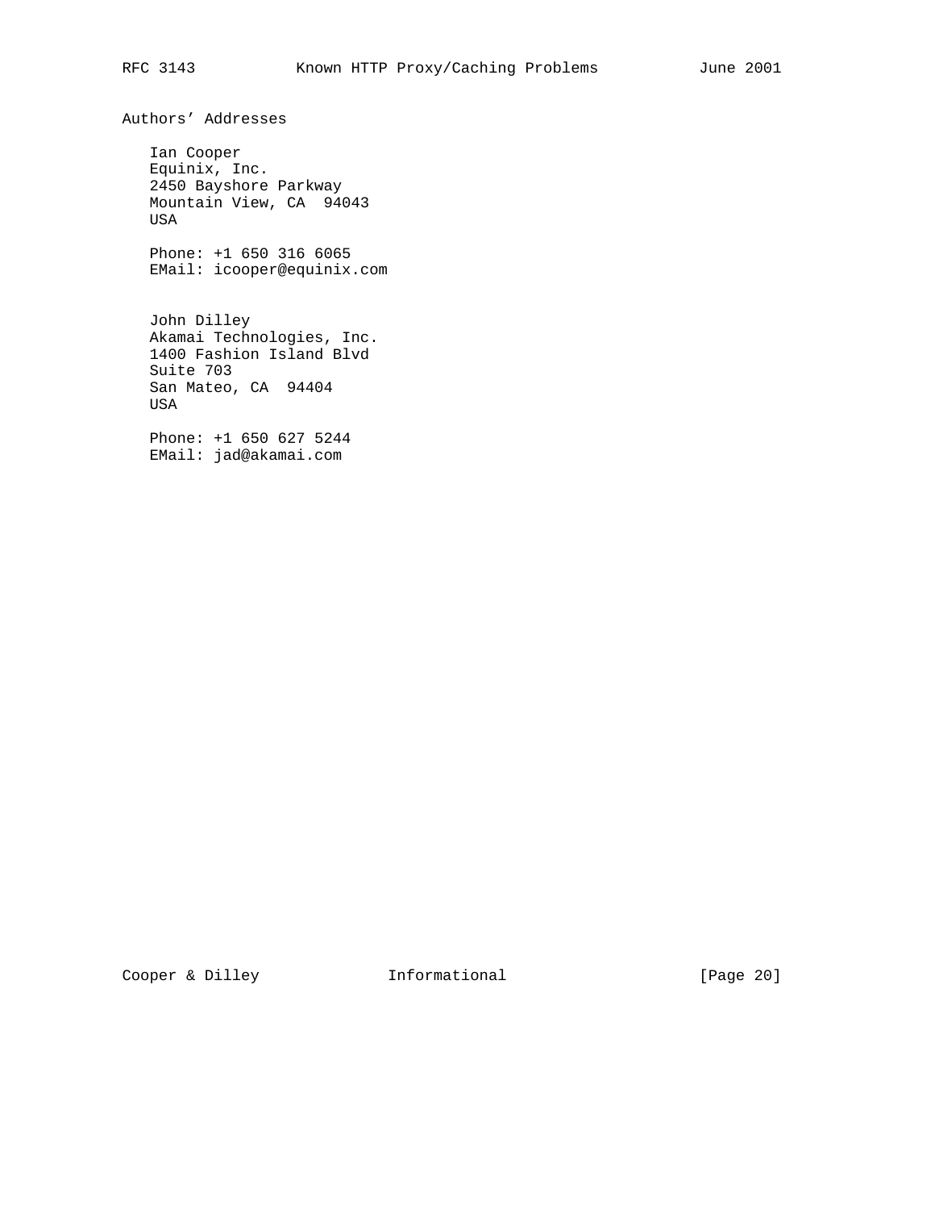## Authors' Addresses

Ian Cooper
Equinix, Inc.
2450 Bayshore Parkway
Mountain View, CA  94043
USA

Phone: +1 650 316 6065
EMail: icooper@equinix.com

John Dilley
Akamai Technologies, Inc.
1400 Fashion Island Blvd
Suite 703
San Mateo, CA  94404
USA

Phone: +1 650 627 5244
EMail: jad@akamai.com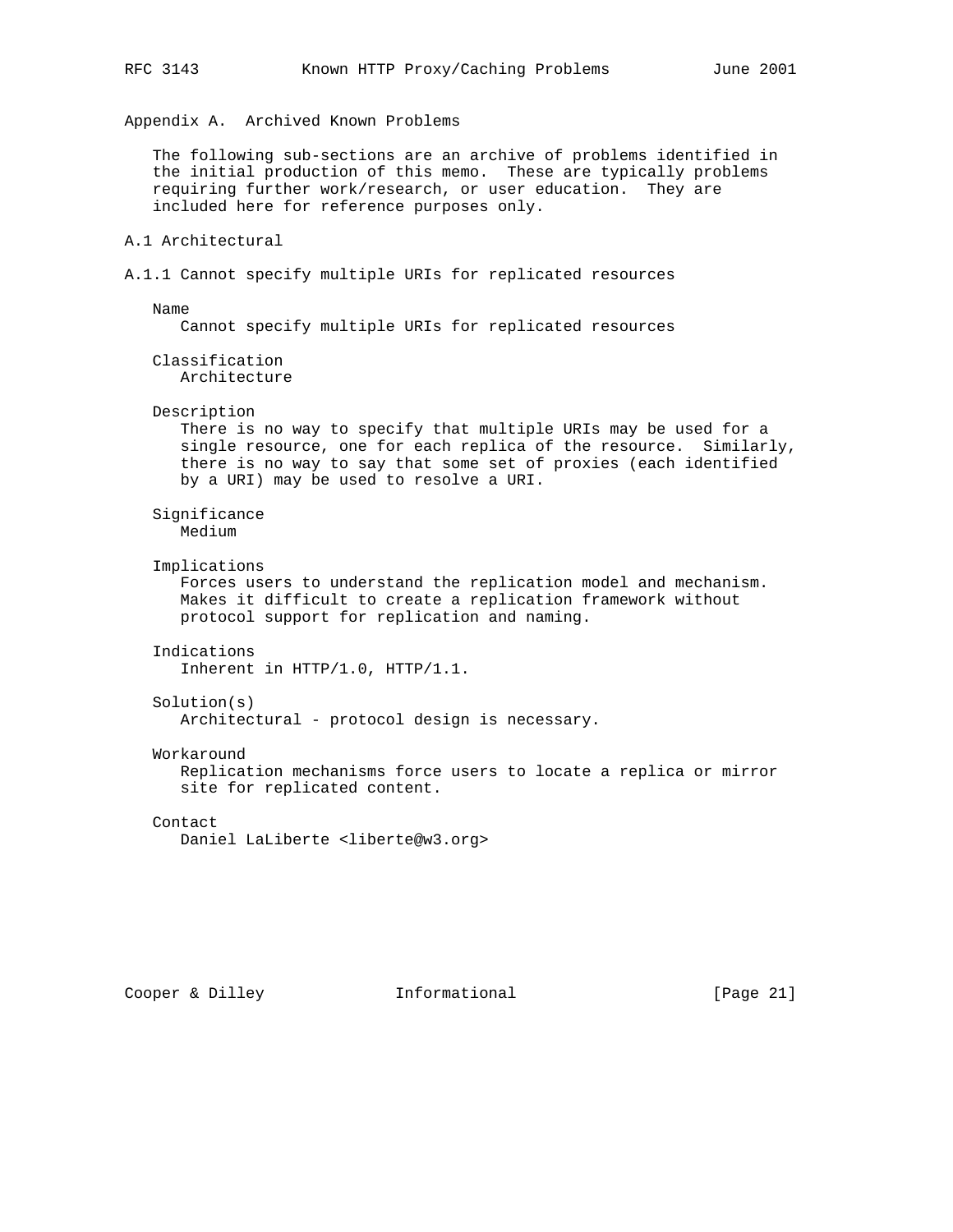# Appendix A. Archived Known Problems

The following sub-sections are an archive of problems identified in the initial production of this memo. These are typically problems requiring further work/research, or user education. They are included here for reference purposes only.

## A.1 Architectural

### A.1.1 Cannot specify multiple URIs for replicated resources

**Name**
Cannot specify multiple URIs for replicated resources

**Classification**
Architecture

**Description**
There is no way to specify that multiple URIs may be used for a single resource, one for each replica of the resource. Similarly, there is no way to say that some set of proxies (each identified by a URI) may be used to resolve a URI.

**Significance**
Medium

**Implications**
Forces users to understand the replication model and mechanism. Makes it difficult to create a replication framework without protocol support for replication and naming.

**Indications**
Inherent in HTTP/1.0, HTTP/1.1.

**Solution(s)**
Architectural - protocol design is necessary.

**Workaround**
Replication mechanisms force users to locate a replica or mirror site for replicated content.

**Contact**
Daniel LaLiberte <liberte@w3.org>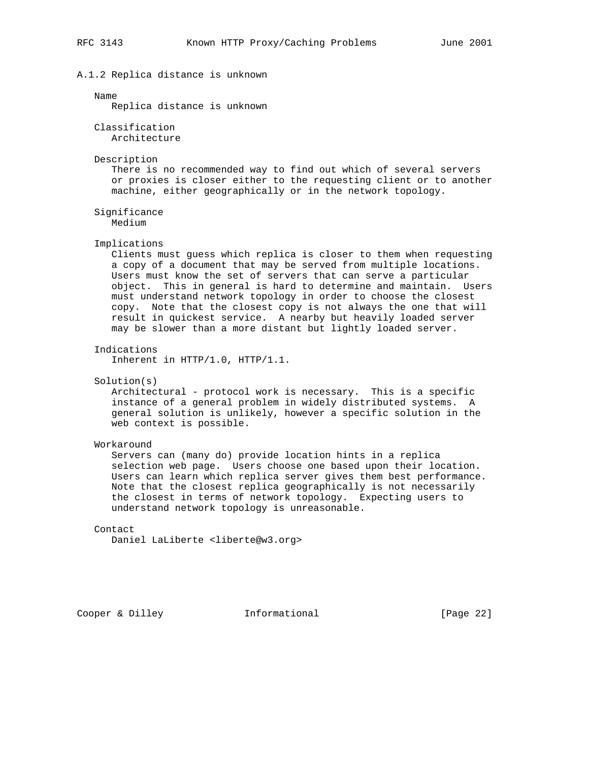### A.1.2 Replica distance is unknown

Name

Replica distance is unknown

Classification

Architecture

Description

There is no recommended way to find out which of several servers or proxies is closer either to the requesting client or to another machine, either geographically or in the network topology.

Significance

Medium

Implications

Clients must guess which replica is closer to them when requesting a copy of a document that may be served from multiple locations. Users must know the set of servers that can serve a particular object. This in general is hard to determine and maintain. Users must understand network topology in order to choose the closest copy. Note that the closest copy is not always the one that will result in quickest service. A nearby but heavily loaded server may be slower than a more distant but lightly loaded server.

Indications

Inherent in HTTP/1.0, HTTP/1.1.

Solution(s)

Architectural - protocol work is necessary. This is a specific instance of a general problem in widely distributed systems. A general solution is unlikely, however a specific solution in the web context is possible.

Workaround

Servers can (many do) provide location hints in a replica selection web page. Users choose one based upon their location. Users can learn which replica server gives them best performance. Note that the closest replica geographically is not necessarily the closest in terms of network topology. Expecting users to understand network topology is unreasonable.

Contact

Daniel LaLiberte <liberte@w3.org>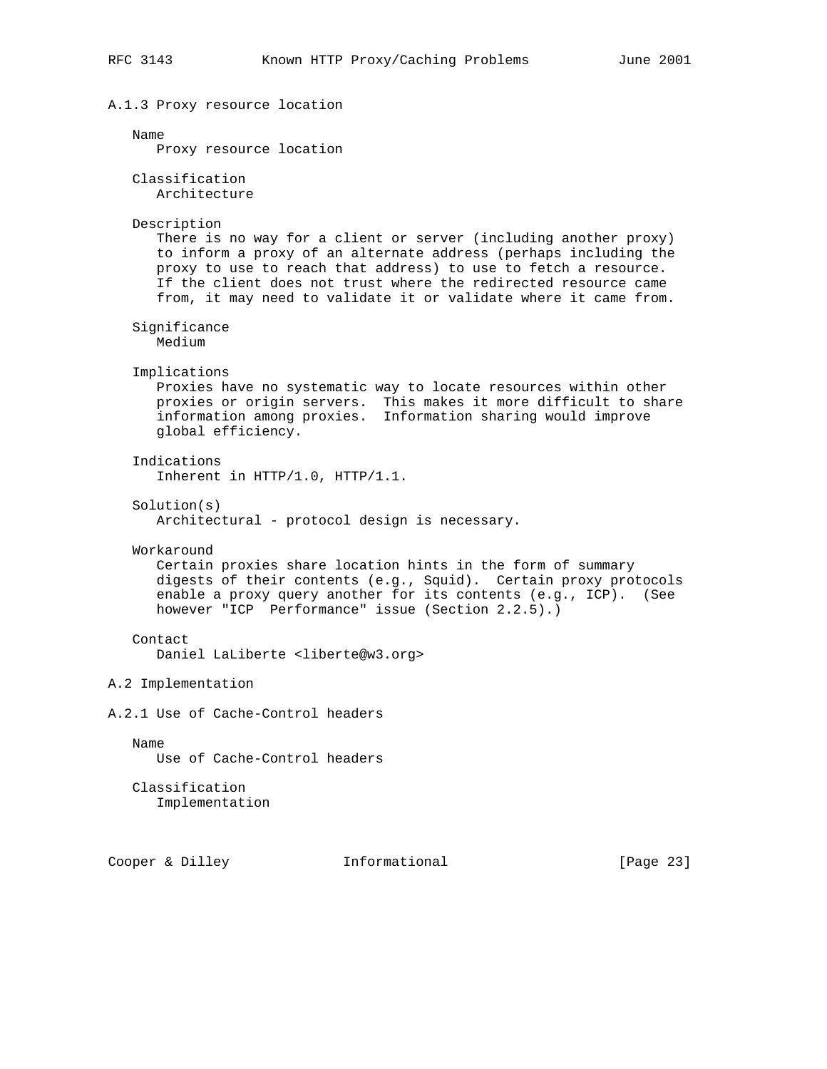### A.1.3 Proxy resource location

Name
: Proxy resource location

Classification
: Architecture

Description
: There is no way for a client or server (including another proxy) to inform a proxy of an alternate address (perhaps including the proxy to use to reach that address) to use to fetch a resource. If the client does not trust where the redirected resource came from, it may need to validate it or validate where it came from.

Significance
: Medium

Implications
: Proxies have no systematic way to locate resources within other proxies or origin servers. This makes it more difficult to share information among proxies. Information sharing would improve global efficiency.

Indications
: Inherent in HTTP/1.0, HTTP/1.1.

Solution(s)
: Architectural - protocol design is necessary.

Workaround
: Certain proxies share location hints in the form of summary digests of their contents (e.g., Squid). Certain proxy protocols enable a proxy query another for its contents (e.g., ICP). (See however "ICP  Performance" issue (Section 2.2.5).)

Contact
: Daniel LaLiberte <liberte@w3.org>

## A.2 Implementation

### A.2.1 Use of Cache-Control headers

Name
: Use of Cache-Control headers

Classification
: Implementation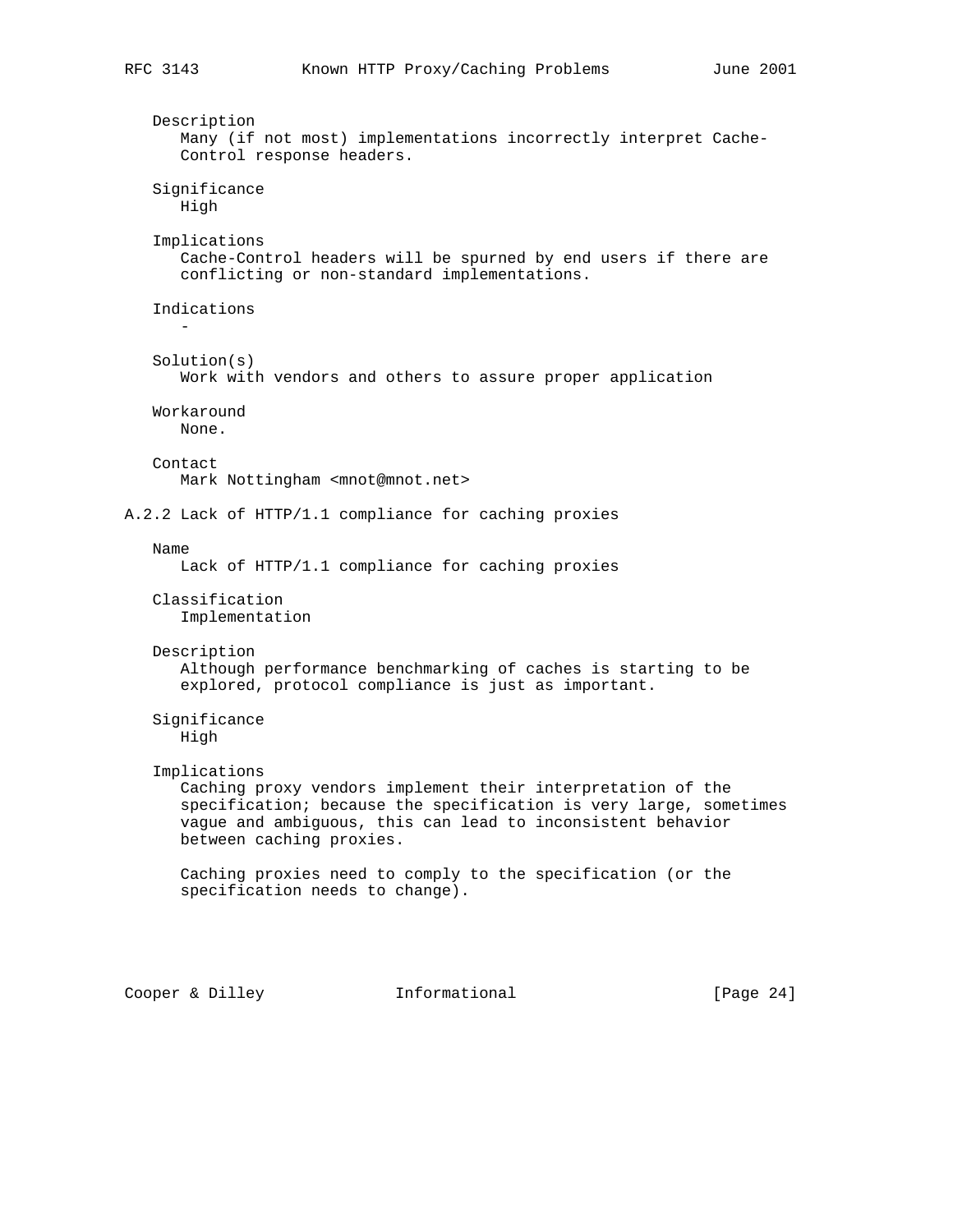Description
: Many (if not most) implementations incorrectly interpret Cache-Control response headers.

Significance
: High

Implications
: Cache-Control headers will be spurned by end users if there are conflicting or non-standard implementations.

Indications
: -

Solution(s)
: Work with vendors and others to assure proper application

Workaround
: None.

Contact
: Mark Nottingham <mnot@mnot.net>

### A.2.2 Lack of HTTP/1.1 compliance for caching proxies

Name
: Lack of HTTP/1.1 compliance for caching proxies

Classification
: Implementation

Description
: Although performance benchmarking of caches is starting to be explored, protocol compliance is just as important.

Significance
: High

Implications
: Caching proxy vendors implement their interpretation of the specification; because the specification is very large, sometimes vague and ambiguous, this can lead to inconsistent behavior between caching proxies.

  Caching proxies need to comply to the specification (or the specification needs to change).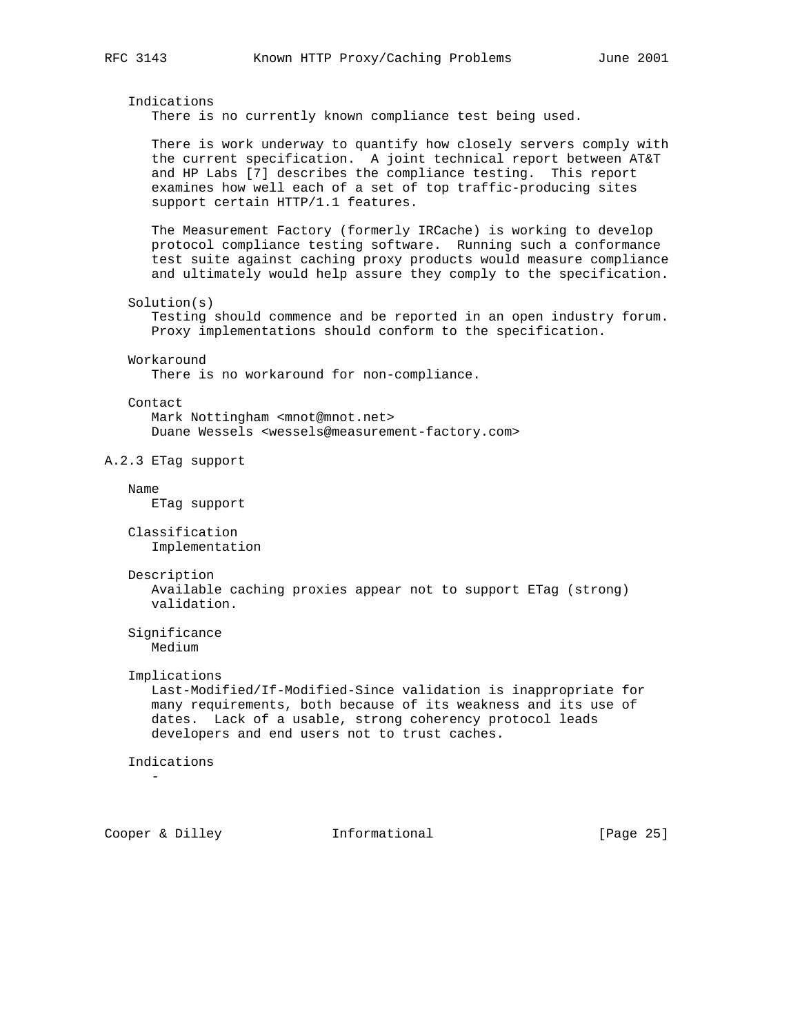Indications

There is no currently known compliance test being used.

There is work underway to quantify how closely servers comply with the current specification. A joint technical report between AT&T and HP Labs [7] describes the compliance testing. This report examines how well each of a set of top traffic-producing sites support certain HTTP/1.1 features.

The Measurement Factory (formerly IRCache) is working to develop protocol compliance testing software. Running such a conformance test suite against caching proxy products would measure compliance and ultimately would help assure they comply to the specification.

Solution(s)

Testing should commence and be reported in an open industry forum. Proxy implementations should conform to the specification.

Workaround

There is no workaround for non-compliance.

Contact

Mark Nottingham <mnot@mnot.net>
Duane Wessels <wessels@measurement-factory.com>

### A.2.3 ETag support

Name

ETag support

Classification

Implementation

Description

Available caching proxies appear not to support ETag (strong) validation.

Significance

Medium

Implications

Last-Modified/If-Modified-Since validation is inappropriate for many requirements, both because of its weakness and its use of dates. Lack of a usable, strong coherency protocol leads developers and end users not to trust caches.

Indications

-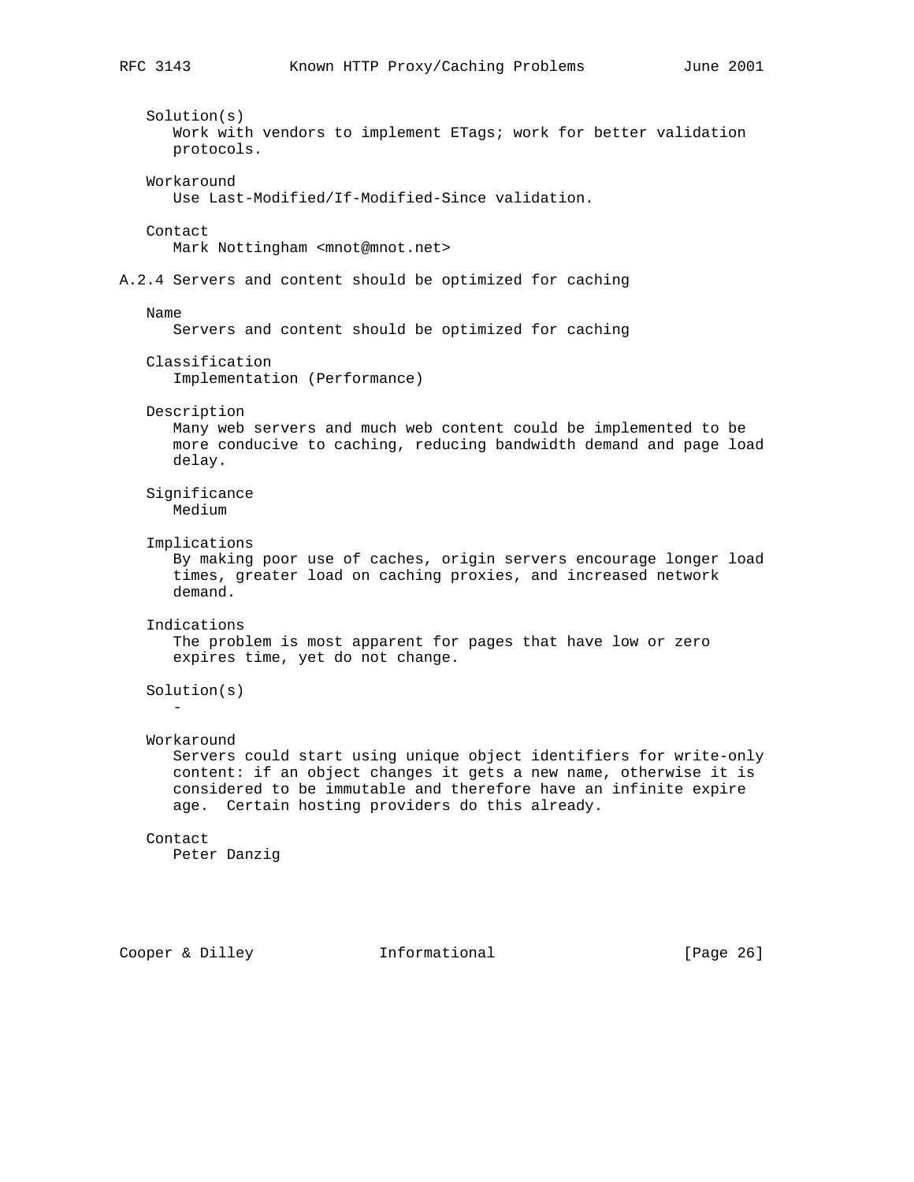Solution(s)
Work with vendors to implement ETags; work for better validation protocols.

Workaround
Use Last-Modified/If-Modified-Since validation.

Contact
Mark Nottingham <mnot@mnot.net>

### A.2.4 Servers and content should be optimized for caching

Name
Servers and content should be optimized for caching

Classification
Implementation (Performance)

Description
Many web servers and much web content could be implemented to be more conducive to caching, reducing bandwidth demand and page load delay.

Significance
Medium

Implications
By making poor use of caches, origin servers encourage longer load times, greater load on caching proxies, and increased network demand.

Indications
The problem is most apparent for pages that have low or zero expires time, yet do not change.

Solution(s)
-

Workaround
Servers could start using unique object identifiers for write-only content: if an object changes it gets a new name, otherwise it is considered to be immutable and therefore have an infinite expire age.  Certain hosting providers do this already.

Contact
Peter Danzig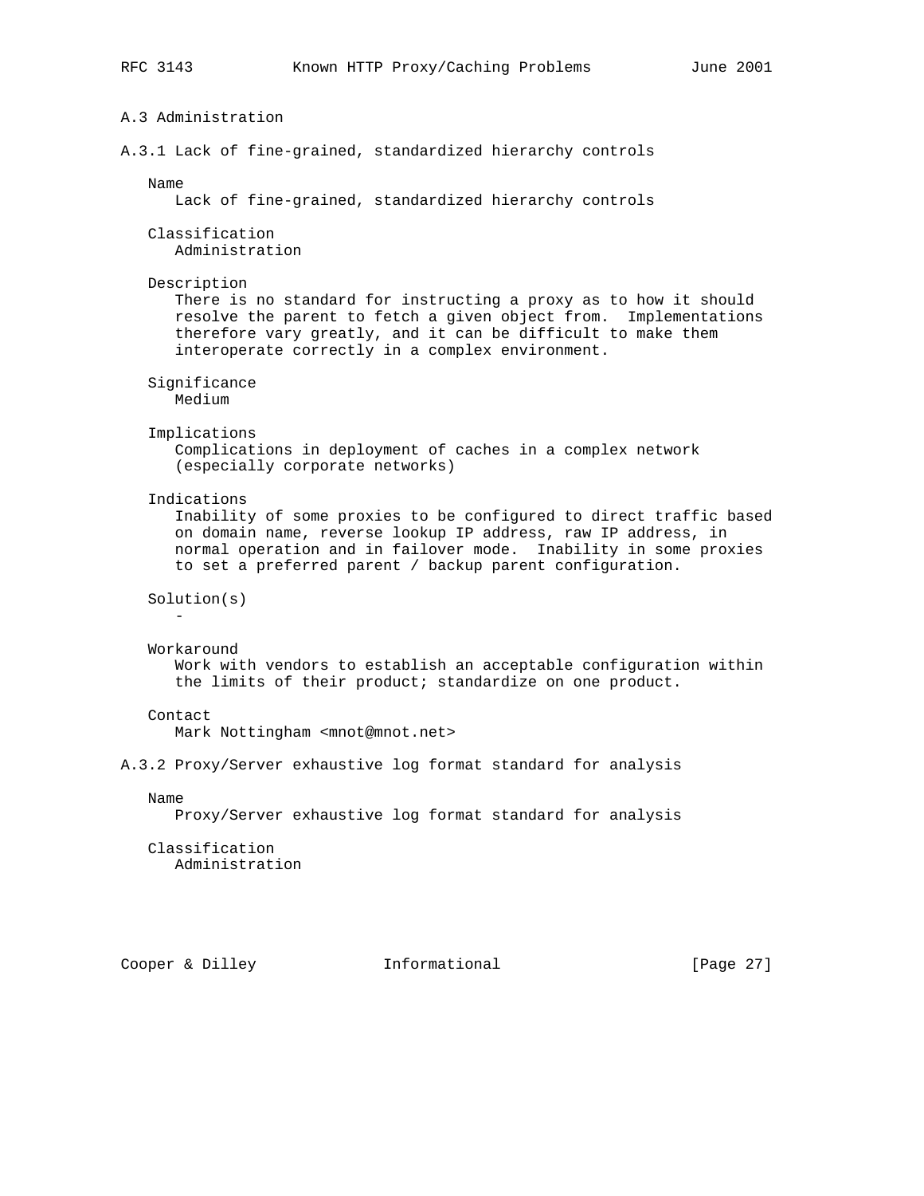### A.3 Administration

#### A.3.1 Lack of fine-grained, standardized hierarchy controls

Name
   Lack of fine-grained, standardized hierarchy controls

Classification
   Administration

Description
   There is no standard for instructing a proxy as to how it should resolve the parent to fetch a given object from. Implementations therefore vary greatly, and it can be difficult to make them interoperate correctly in a complex environment.

Significance
   Medium

Implications
   Complications in deployment of caches in a complex network (especially corporate networks)

Indications
   Inability of some proxies to be configured to direct traffic based on domain name, reverse lookup IP address, raw IP address, in normal operation and in failover mode. Inability in some proxies to set a preferred parent / backup parent configuration.

Solution(s)
   -

Workaround
   Work with vendors to establish an acceptable configuration within the limits of their product; standardize on one product.

Contact
   Mark Nottingham <mnot@mnot.net>

#### A.3.2 Proxy/Server exhaustive log format standard for analysis

Name
   Proxy/Server exhaustive log format standard for analysis

Classification
   Administration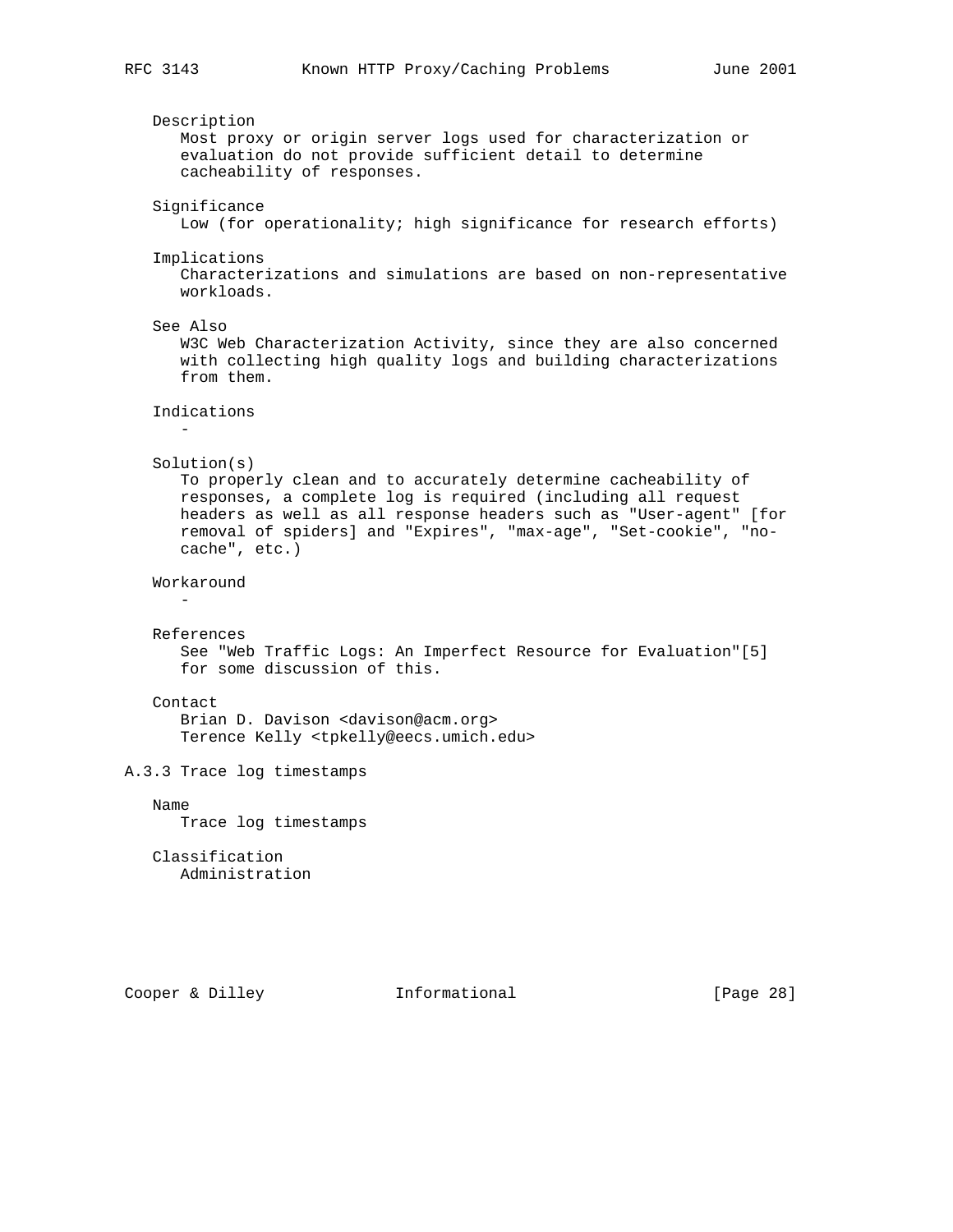Description
Most proxy or origin server logs used for characterization or evaluation do not provide sufficient detail to determine cacheability of responses.

Significance
Low (for operationality; high significance for research efforts)

Implications
Characterizations and simulations are based on non-representative workloads.

See Also
W3C Web Characterization Activity, since they are also concerned with collecting high quality logs and building characterizations from them.

Indications
-

Solution(s)
To properly clean and to accurately determine cacheability of responses, a complete log is required (including all request headers as well as all response headers such as "User-agent" [for removal of spiders] and "Expires", "max-age", "Set-cookie", "no-cache", etc.)

Workaround
-

References
See "Web Traffic Logs: An Imperfect Resource for Evaluation"[5] for some discussion of this.

Contact
Brian D. Davison <davison@acm.org>
Terence Kelly <tpkelly@eecs.umich.edu>

### A.3.3 Trace log timestamps

Name
Trace log timestamps

Classification
Administration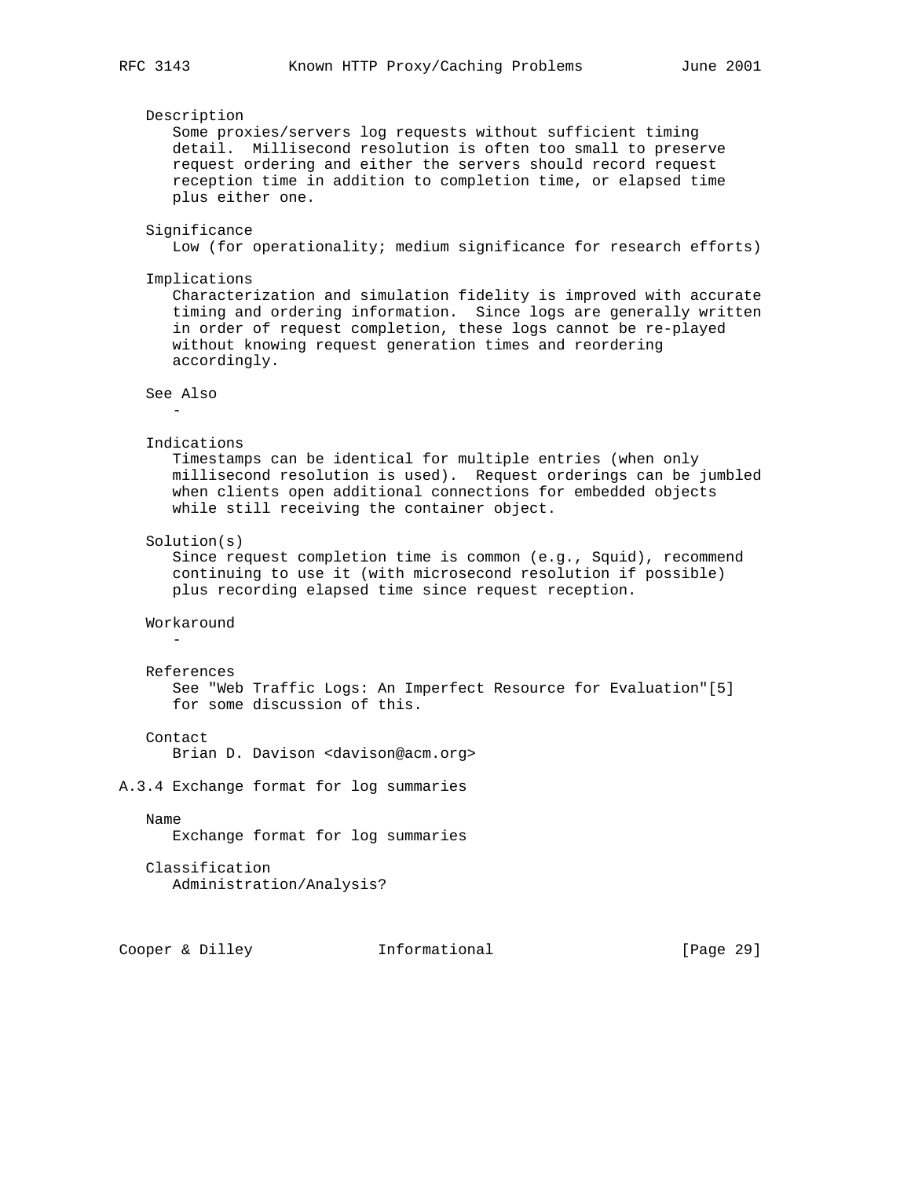Description
: Some proxies/servers log requests without sufficient timing detail. Millisecond resolution is often too small to preserve request ordering and either the servers should record request reception time in addition to completion time, or elapsed time plus either one.

Significance
: Low (for operationality; medium significance for research efforts)

Implications
: Characterization and simulation fidelity is improved with accurate timing and ordering information. Since logs are generally written in order of request completion, these logs cannot be re-played without knowing request generation times and reordering accordingly.

See Also
: -

Indications
: Timestamps can be identical for multiple entries (when only millisecond resolution is used). Request orderings can be jumbled when clients open additional connections for embedded objects while still receiving the container object.

Solution(s)
: Since request completion time is common (e.g., Squid), recommend continuing to use it (with microsecond resolution if possible) plus recording elapsed time since request reception.

Workaround
: -

References
: See "Web Traffic Logs: An Imperfect Resource for Evaluation"[5] for some discussion of this.

Contact
: Brian D. Davison <davison@acm.org>

### A.3.4 Exchange format for log summaries

Name
: Exchange format for log summaries

Classification
: Administration/Analysis?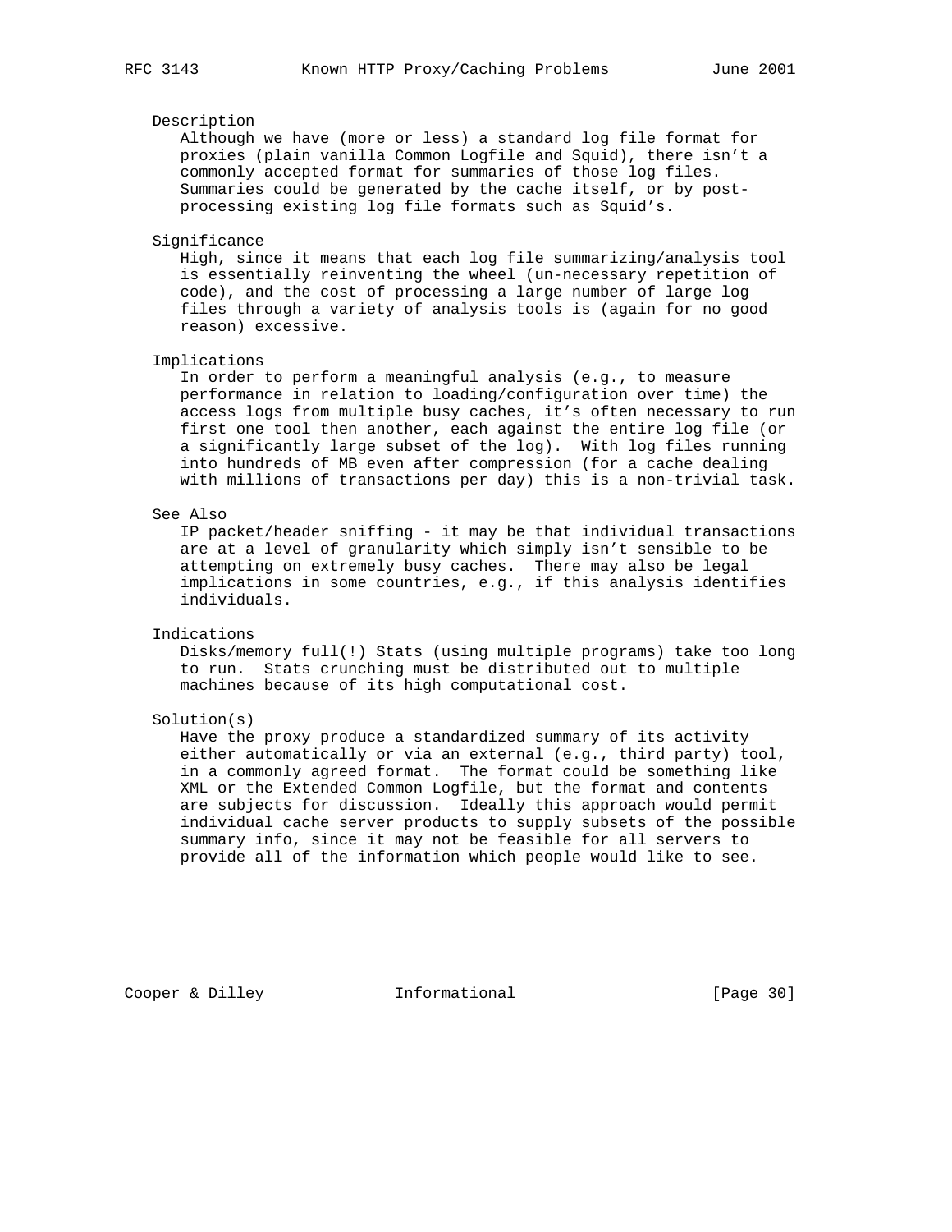Description

Although we have (more or less) a standard log file format for proxies (plain vanilla Common Logfile and Squid), there isn't a commonly accepted format for summaries of those log files. Summaries could be generated by the cache itself, or by post-processing existing log file formats such as Squid's.

Significance

High, since it means that each log file summarizing/analysis tool is essentially reinventing the wheel (un-necessary repetition of code), and the cost of processing a large number of large log files through a variety of analysis tools is (again for no good reason) excessive.

Implications

In order to perform a meaningful analysis (e.g., to measure performance in relation to loading/configuration over time) the access logs from multiple busy caches, it's often necessary to run first one tool then another, each against the entire log file (or a significantly large subset of the log). With log files running into hundreds of MB even after compression (for a cache dealing with millions of transactions per day) this is a non-trivial task.

See Also

IP packet/header sniffing - it may be that individual transactions are at a level of granularity which simply isn't sensible to be attempting on extremely busy caches. There may also be legal implications in some countries, e.g., if this analysis identifies individuals.

Indications

Disks/memory full(!) Stats (using multiple programs) take too long to run. Stats crunching must be distributed out to multiple machines because of its high computational cost.

Solution(s)

Have the proxy produce a standardized summary of its activity either automatically or via an external (e.g., third party) tool, in a commonly agreed format. The format could be something like XML or the Extended Common Logfile, but the format and contents are subjects for discussion. Ideally this approach would permit individual cache server products to supply subsets of the possible summary info, since it may not be feasible for all servers to provide all of the information which people would like to see.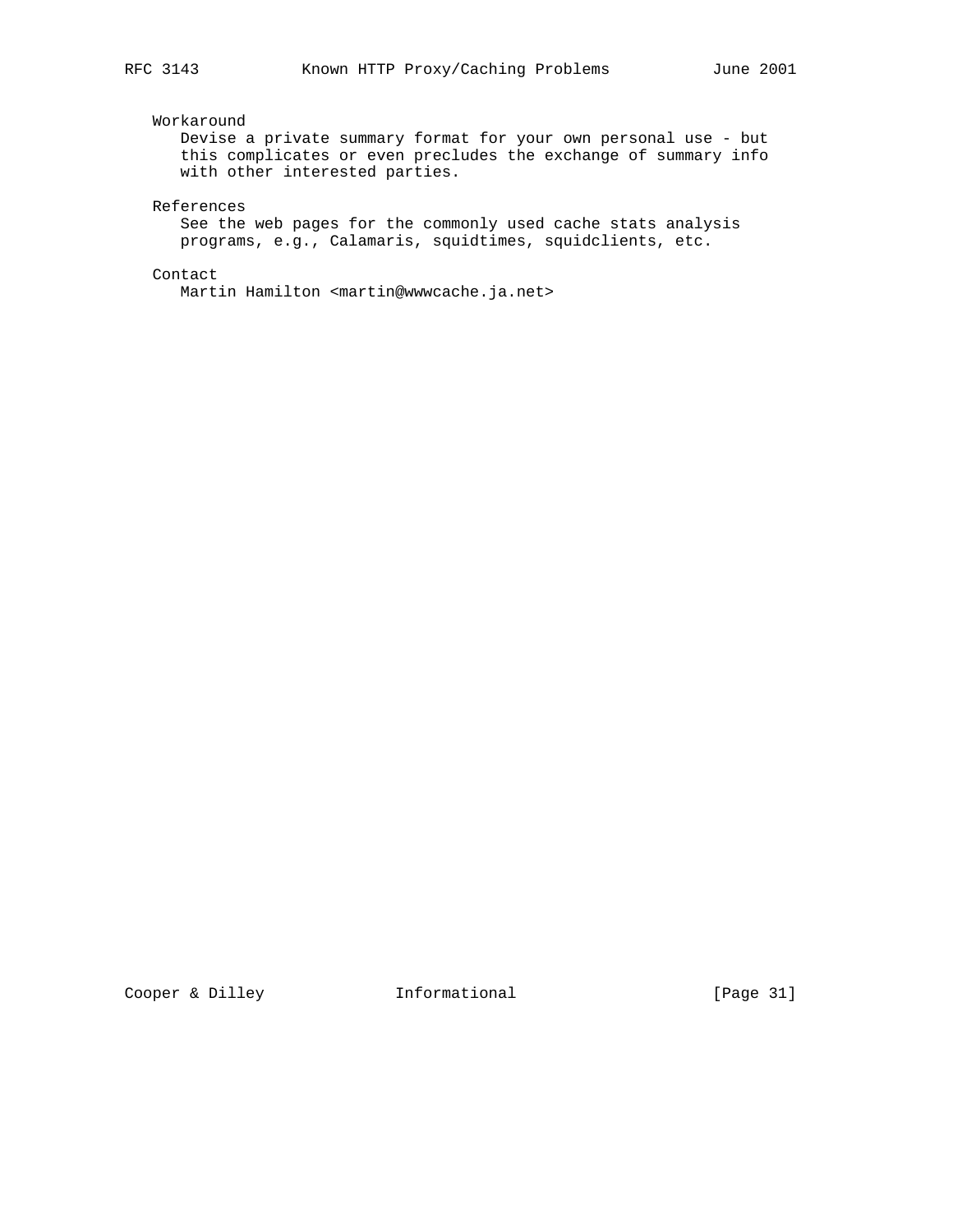Workaround

Devise a private summary format for your own personal use - but this complicates or even precludes the exchange of summary info with other interested parties.

References

See the web pages for the commonly used cache stats analysis programs, e.g., Calamaris, squidtimes, squidclients, etc.

Contact

Martin Hamilton <martin@wwwcache.ja.net>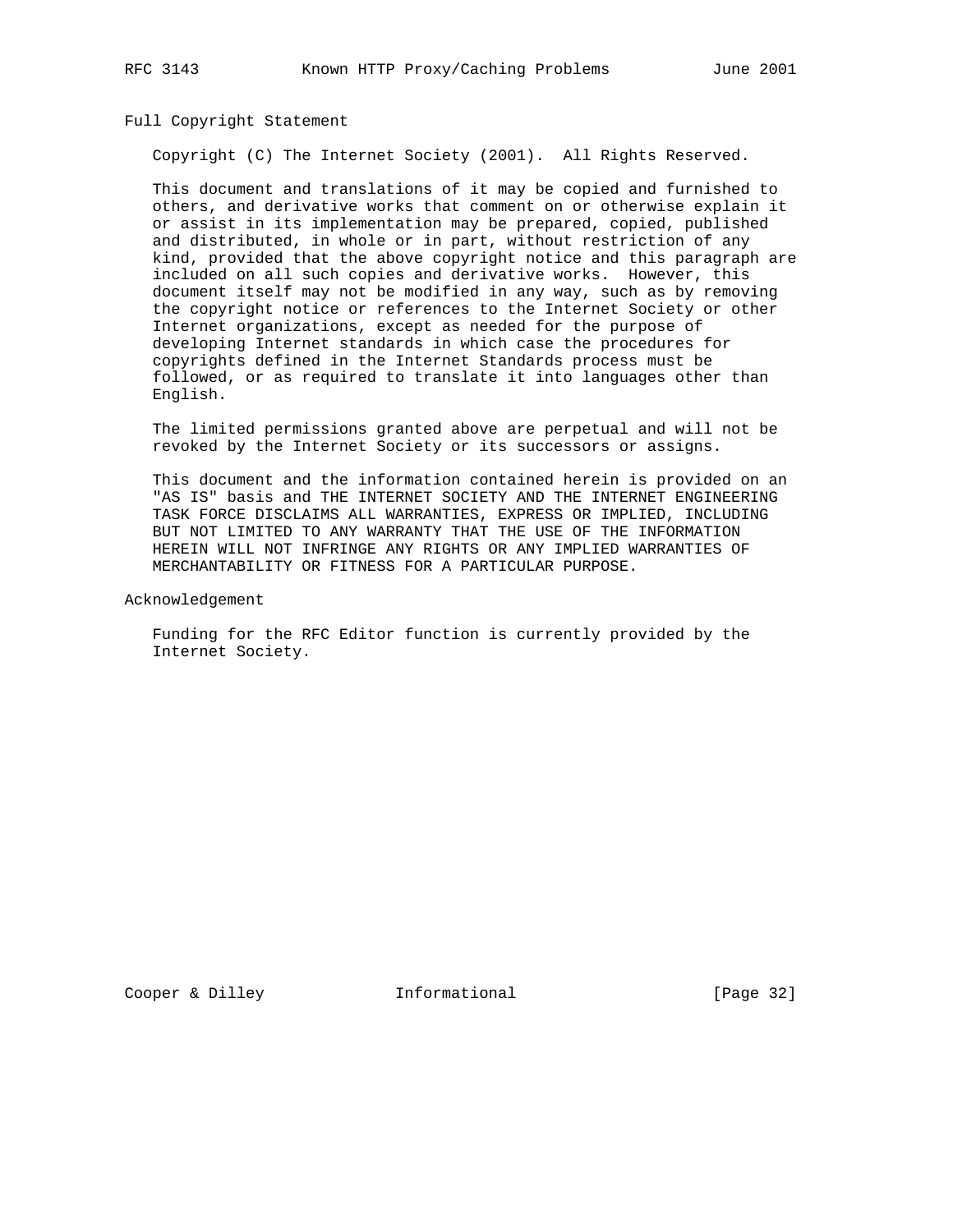## Full Copyright Statement

Copyright (C) The Internet Society (2001). All Rights Reserved.

This document and translations of it may be copied and furnished to others, and derivative works that comment on or otherwise explain it or assist in its implementation may be prepared, copied, published and distributed, in whole or in part, without restriction of any kind, provided that the above copyright notice and this paragraph are included on all such copies and derivative works. However, this document itself may not be modified in any way, such as by removing the copyright notice or references to the Internet Society or other Internet organizations, except as needed for the purpose of developing Internet standards in which case the procedures for copyrights defined in the Internet Standards process must be followed, or as required to translate it into languages other than English.

The limited permissions granted above are perpetual and will not be revoked by the Internet Society or its successors or assigns.

This document and the information contained herein is provided on an "AS IS" basis and THE INTERNET SOCIETY AND THE INTERNET ENGINEERING TASK FORCE DISCLAIMS ALL WARRANTIES, EXPRESS OR IMPLIED, INCLUDING BUT NOT LIMITED TO ANY WARRANTY THAT THE USE OF THE INFORMATION HEREIN WILL NOT INFRINGE ANY RIGHTS OR ANY IMPLIED WARRANTIES OF MERCHANTABILITY OR FITNESS FOR A PARTICULAR PURPOSE.

## Acknowledgement

Funding for the RFC Editor function is currently provided by the Internet Society.